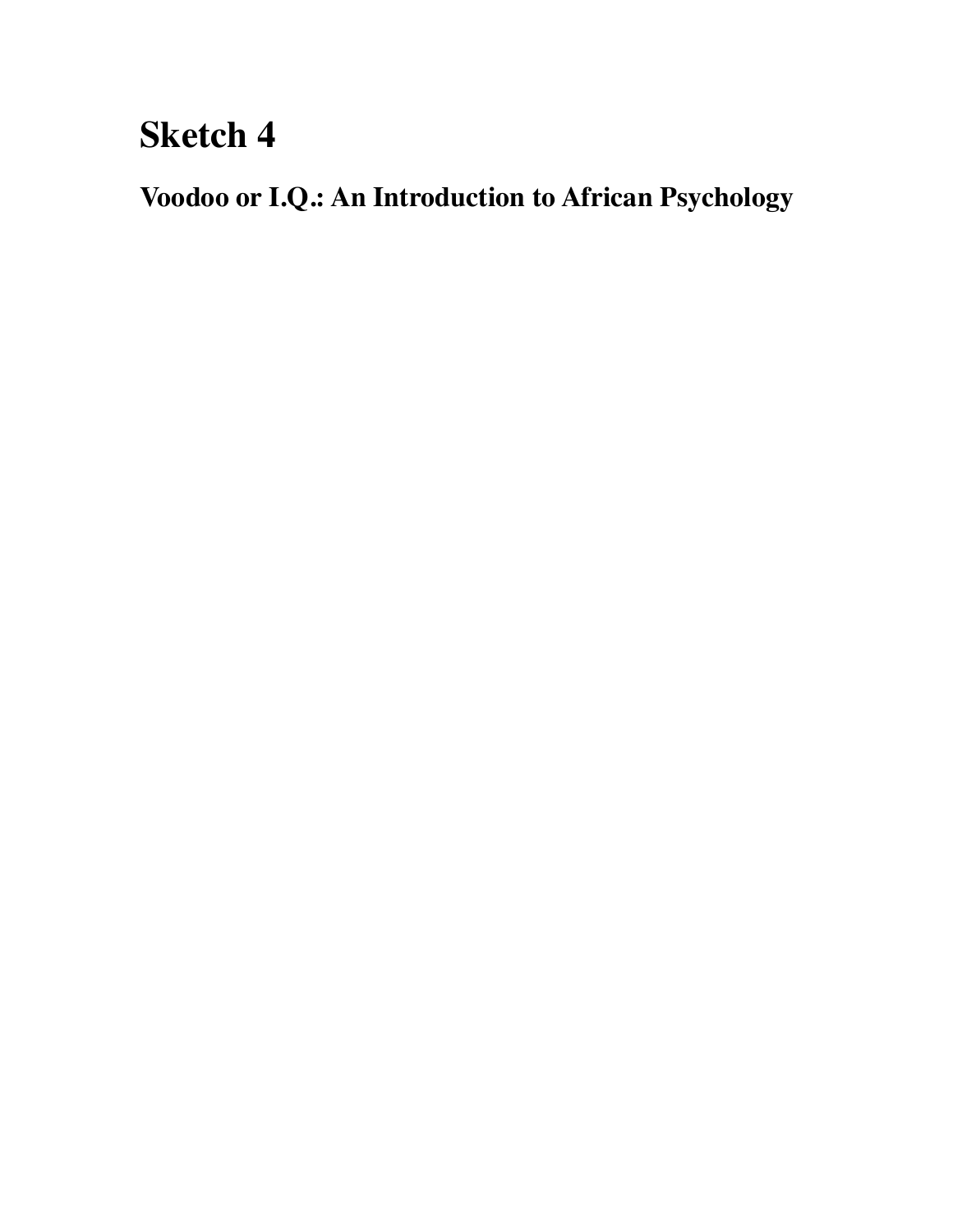# Sketch 4

## Voodoo or I.Q.: An Introduction to African Psychology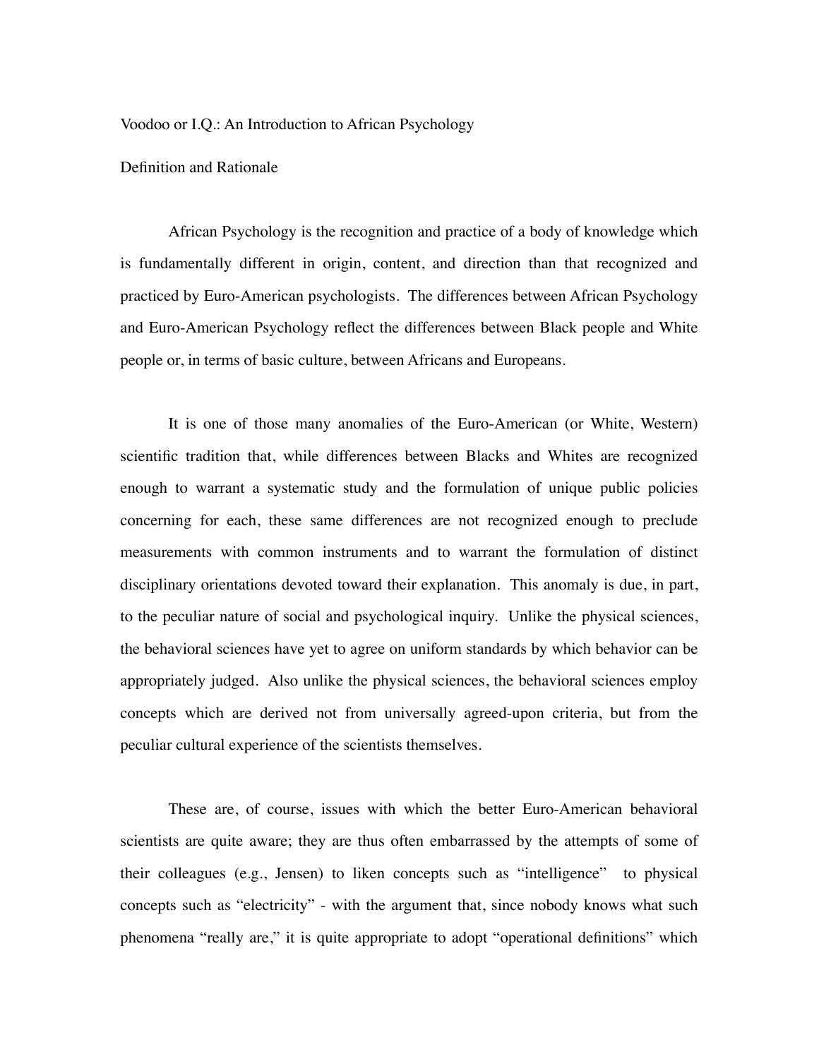Voodoo or I.Q.: An Introduction to African Psychology

Definition and Rationale

African Psychology is the recognition and practice of a body of knowledge which is fundamentally different in origin, content, and direction than that recognized and practiced by Euro-American psychologists. The differences between African Psychology and Euro-American Psychology reflect the differences between Black people and White people or, in terms of basic culture, between Africans and Europeans.

It is one of those many anomalies of the Euro-American (or White, Western) scientific tradition that, while differences between Blacks and Whites are recognized enough to warrant a systematic study and the formulation of unique public policies concerning for each, these same differences are not recognized enough to preclude measurements with common instruments and to warrant the formulation of distinct disciplinary orientations devoted toward their explanation. This anomaly is due, in part, to the peculiar nature of social and psychological inquiry. Unlike the physical sciences, the behavioral sciences have yet to agree on uniform standards by which behavior can be appropriately judged. Also unlike the physical sciences, the behavioral sciences employ concepts which are derived not from universally agreed-upon criteria, but from the peculiar cultural experience of the scientists themselves.

These are, of course, issues with which the better Euro-American behavioral scientists are quite aware; they are thus often embarrassed by the attempts of some of their colleagues (e.g., Jensen) to liken concepts such as "intelligence" to physical concepts such as "electricity" - with the argument that, since nobody knows what such phenomena "really are," it is quite appropriate to adopt "operational definitions" which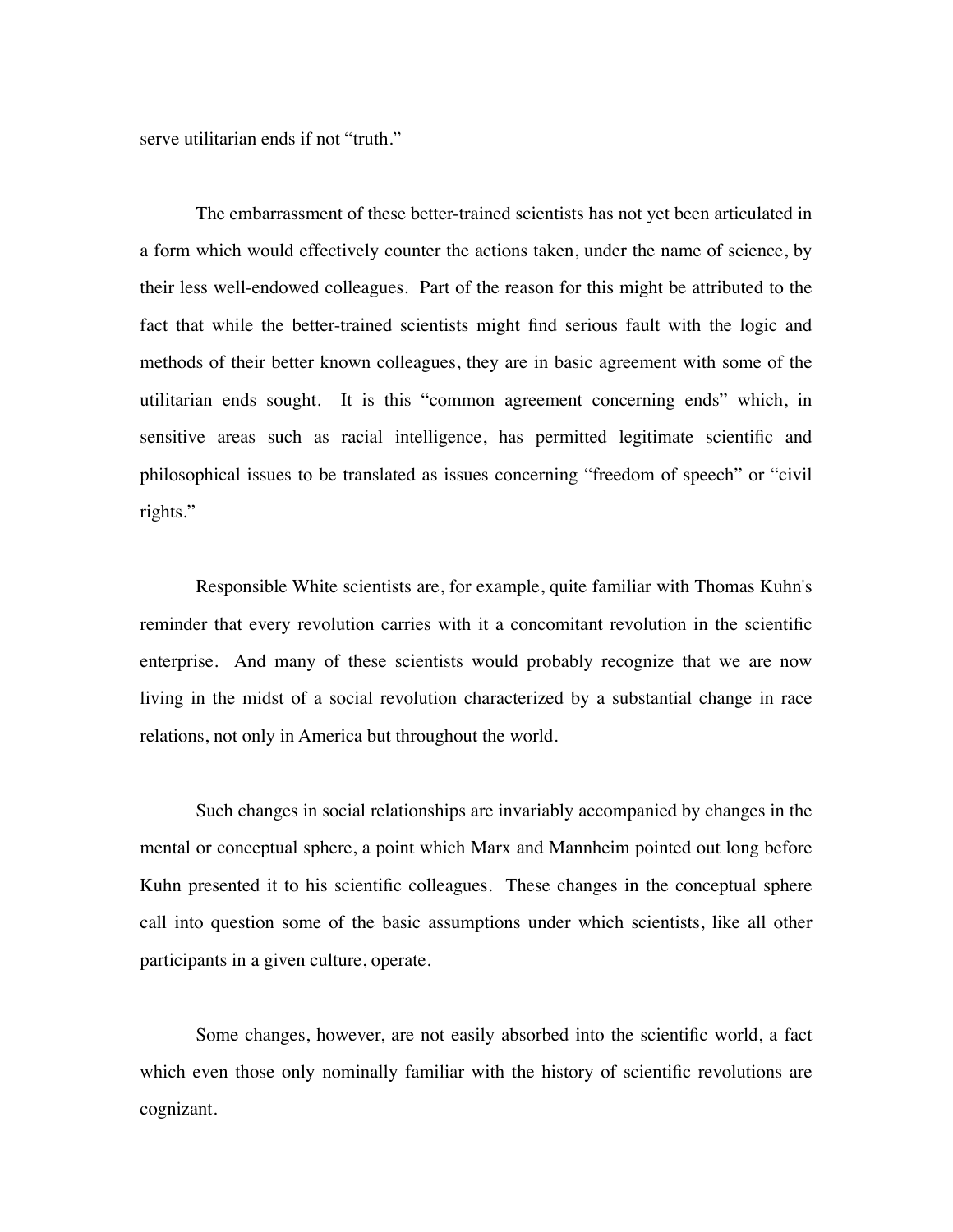serve utilitarian ends if not "truth."

The embarrassment of these better-trained scientists has not yet been articulated in a form which would effectively counter the actions taken, under the name of science, by their less well-endowed colleagues. Part of the reason for this might be attributed to the fact that while the better-trained scientists might find serious fault with the logic and methods of their better known colleagues, they are in basic agreement with some of the utilitarian ends sought. It is this "common agreement concerning ends" which, in sensitive areas such as racial intelligence, has permitted legitimate scientific and philosophical issues to be translated as issues concerning "freedom of speech" or "civil rights."

Responsible White scientists are, for example, quite familiar with Thomas Kuhn's reminder that every revolution carries with it a concomitant revolution in the scientific enterprise. And many of these scientists would probably recognize that we are now living in the midst of a social revolution characterized by a substantial change in race relations, not only in America but throughout the world.

Such changes in social relationships are invariably accompanied by changes in the mental or conceptual sphere, a point which Marx and Mannheim pointed out long before Kuhn presented it to his scientific colleagues. These changes in the conceptual sphere call into question some of the basic assumptions under which scientists, like all other participants in a given culture, operate.

Some changes, however, are not easily absorbed into the scientific world, a fact which even those only nominally familiar with the history of scientific revolutions are cognizant.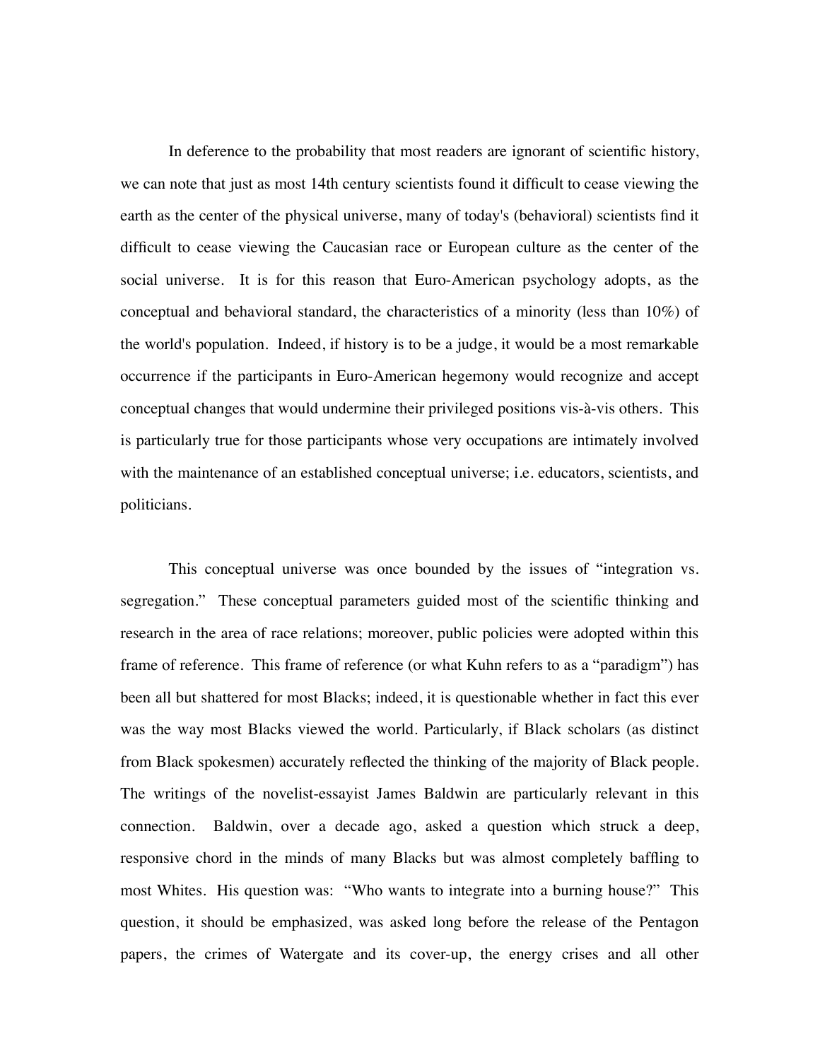In deference to the probability that most readers are ignorant of scientific history, we can note that just as most 14th century scientists found it difficult to cease viewing the earth as the center of the physical universe, many of today's (behavioral) scientists find it difficult to cease viewing the Caucasian race or European culture as the center of the social universe. It is for this reason that Euro-American psychology adopts, as the conceptual and behavioral standard, the characteristics of a minority (less than 10%) of the world's population. Indeed, if history is to be a judge, it would be a most remarkable occurrence if the participants in Euro-American hegemony would recognize and accept conceptual changes that would undermine their privileged positions vis-à-vis others. This is particularly true for those participants whose very occupations are intimately involved with the maintenance of an established conceptual universe; i.e. educators, scientists, and politicians.

This conceptual universe was once bounded by the issues of "integration vs. segregation." These conceptual parameters guided most of the scientific thinking and research in the area of race relations; moreover, public policies were adopted within this frame of reference. This frame of reference (or what Kuhn refers to as a "paradigm") has been all but shattered for most Blacks; indeed, it is questionable whether in fact this ever was the way most Blacks viewed the world. Particularly, if Black scholars (as distinct from Black spokesmen) accurately reflected the thinking of the majority of Black people. The writings of the novelist-essayist James Baldwin are particularly relevant in this connection. Baldwin, over a decade ago, asked a question which struck a deep, responsive chord in the minds of many Blacks but was almost completely baffling to most Whites. His question was: "Who wants to integrate into a burning house?" This question, it should be emphasized, was asked long before the release of the Pentagon papers, the crimes of Watergate and its cover-up, the energy crises and all other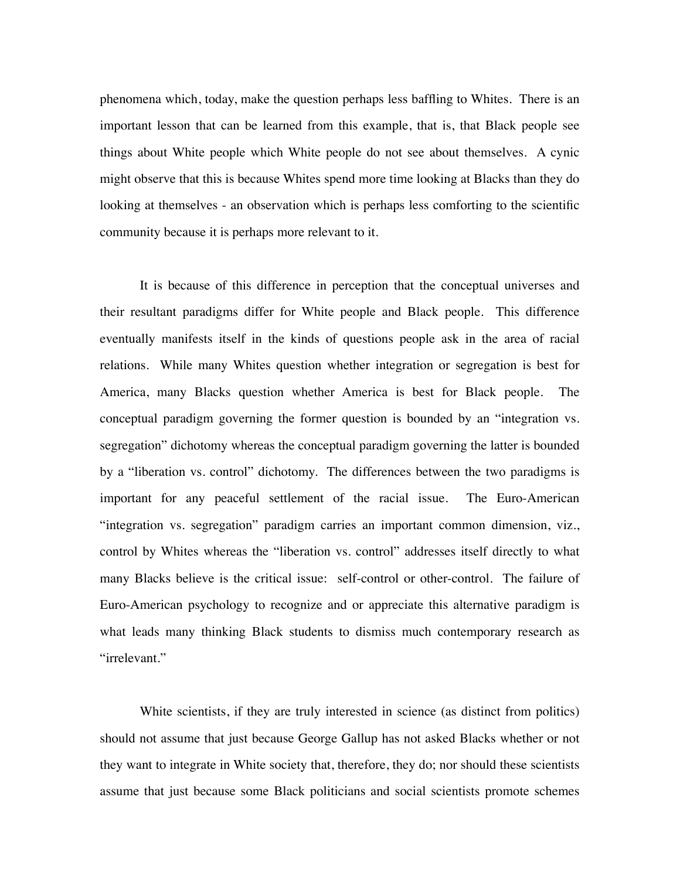phenomena which, today, make the question perhaps less baffling to Whites. There is an important lesson that can be learned from this example, that is, that Black people see things about White people which White people do not see about themselves. A cynic might observe that this is because Whites spend more time looking at Blacks than they do looking at themselves - an observation which is perhaps less comforting to the scientific community because it is perhaps more relevant to it.

It is because of this difference in perception that the conceptual universes and their resultant paradigms differ for White people and Black people. This difference eventually manifests itself in the kinds of questions people ask in the area of racial relations. While many Whites question whether integration or segregation is best for America, many Blacks question whether America is best for Black people. The conceptual paradigm governing the former question is bounded by an "integration vs. segregation" dichotomy whereas the conceptual paradigm governing the latter is bounded by a "liberation vs. control" dichotomy. The differences between the two paradigms is important for any peaceful settlement of the racial issue. The Euro-American "integration vs. segregation" paradigm carries an important common dimension, viz., control by Whites whereas the "liberation vs. control" addresses itself directly to what many Blacks believe is the critical issue: self-control or other-control. The failure of Euro-American psychology to recognize and or appreciate this alternative paradigm is what leads many thinking Black students to dismiss much contemporary research as "irrelevant."

White scientists, if they are truly interested in science (as distinct from politics) should not assume that just because George Gallup has not asked Blacks whether or not they want to integrate in White society that, therefore, they do; nor should these scientists assume that just because some Black politicians and social scientists promote schemes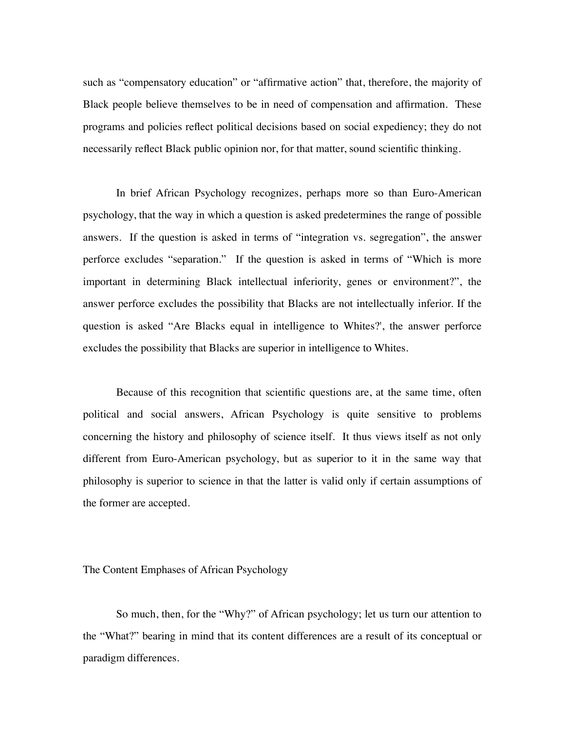such as "compensatory education" or "affirmative action" that, therefore, the majority of Black people believe themselves to be in need of compensation and affirmation. These programs and policies reflect political decisions based on social expediency; they do not necessarily reflect Black public opinion nor, for that matter, sound scientific thinking.

In brief African Psychology recognizes, perhaps more so than Euro-American psychology, that the way in which a question is asked predetermines the range of possible answers. If the question is asked in terms of "integration vs. segregation", the answer perforce excludes "separation." If the question is asked in terms of "Which is more important in determining Black intellectual inferiority, genes or environment?", the answer perforce excludes the possibility that Blacks are not intellectually inferior. If the question is asked "Are Blacks equal in intelligence to Whites?', the answer perforce excludes the possibility that Blacks are superior in intelligence to Whites.

Because of this recognition that scientific questions are, at the same time, often political and social answers, African Psychology is quite sensitive to problems concerning the history and philosophy of science itself. It thus views itself as not only different from Euro-American psychology, but as superior to it in the same way that philosophy is superior to science in that the latter is valid only if certain assumptions of the former are accepted.

## The Content Emphases of African Psychology

So much, then, for the "Why?" of African psychology; let us turn our attention to the "What?" bearing in mind that its content differences are a result of its conceptual or paradigm differences.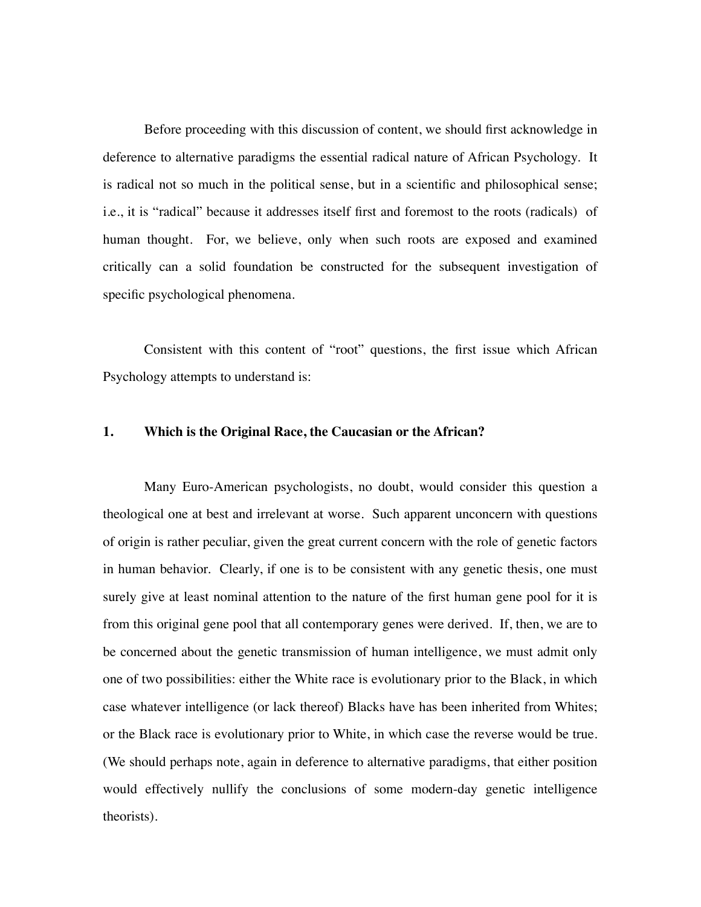Before proceeding with this discussion of content, we should first acknowledge in deference to alternative paradigms the essential radical nature of African Psychology. It is radical not so much in the political sense, but in a scientific and philosophical sense; i.e., it is "radical" because it addresses itself first and foremost to the roots (radicals) of human thought. For, we believe, only when such roots are exposed and examined critically can a solid foundation be constructed for the subsequent investigation of specific psychological phenomena.

Consistent with this content of "root" questions, the first issue which African Psychology attempts to understand is:

**1. Which is the Original Race, the Caucasian or the African?**

Many Euro-American psychologists, no doubt, would consider this question a theological one at best and irrelevant at worse. Such apparent unconcern with questions of origin is rather peculiar, given the great current concern with the role of genetic factors in human behavior. Clearly, if one is to be consistent with any genetic thesis, one must surely give at least nominal attention to the nature of the first human gene pool for it is from this original gene pool that all contemporary genes were derived. If, then, we are to be concerned about the genetic transmission of human intelligence, we must admit only one of two possibilities: either the White race is evolutionary prior to the Black, in which case whatever intelligence (or lack thereof) Blacks have has been inherited from Whites; or the Black race is evolutionary prior to White, in which case the reverse would be true. (We should perhaps note, again in deference to alternative paradigms, that either position would effectively nullify the conclusions of some modern-day genetic intelligence theorists).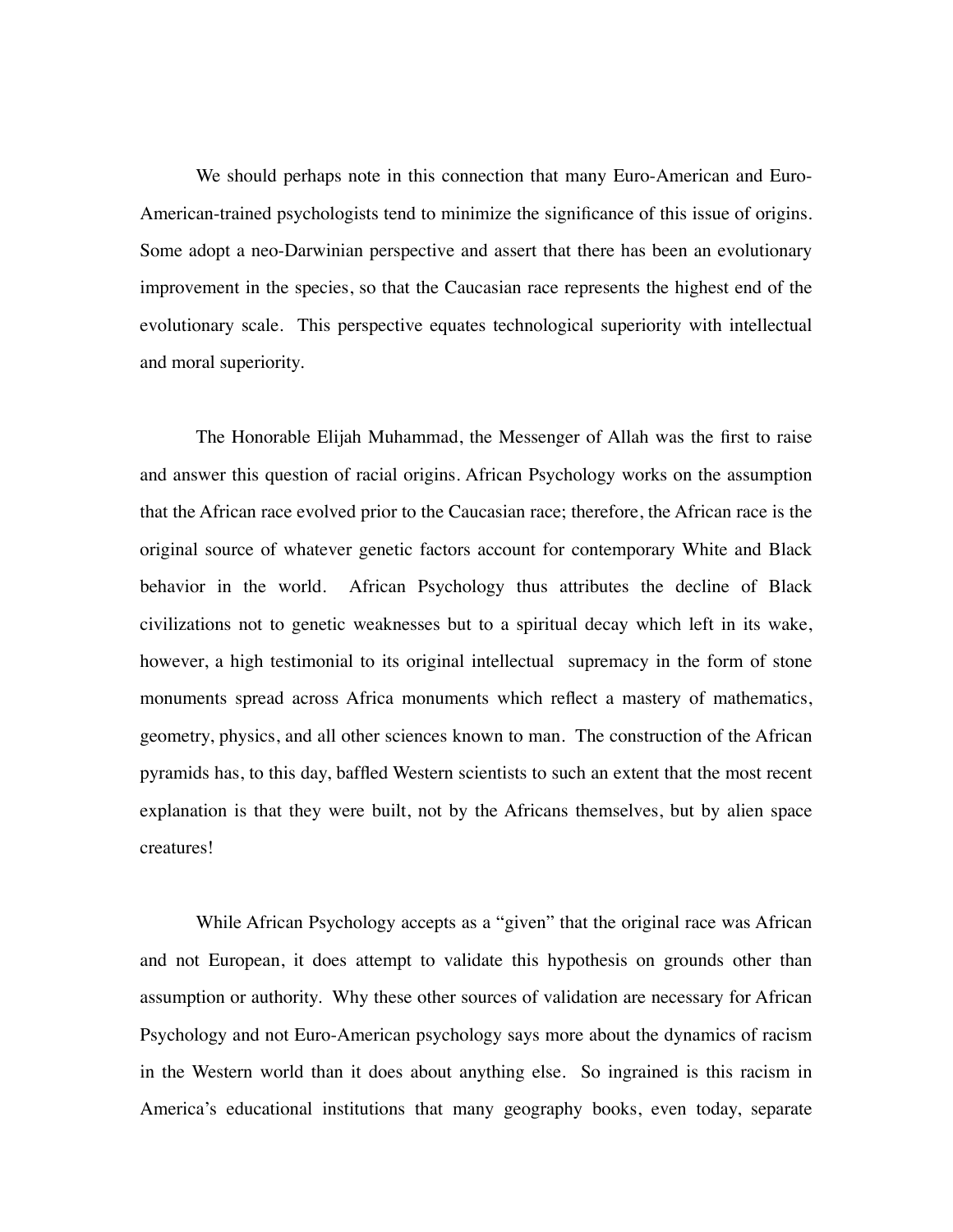We should perhaps note in this connection that many Euro-American and Euro-American-trained psychologists tend to minimize the significance of this issue of origins. Some adopt a neo-Darwinian perspective and assert that there has been an evolutionary improvement in the species, so that the Caucasian race represents the highest end of the evolutionary scale. This perspective equates technological superiority with intellectual and moral superiority.

The Honorable Elijah Muhammad, the Messenger of Allah was the first to raise and answer this question of racial origins. African Psychology works on the assumption that the African race evolved prior to the Caucasian race; therefore, the African race is the original source of whatever genetic factors account for contemporary White and Black behavior in the world. African Psychology thus attributes the decline of Black civilizations not to genetic weaknesses but to a spiritual decay which left in its wake, however, a high testimonial to its original intellectual supremacy in the form of stone monuments spread across Africa monuments which reflect a mastery of mathematics, geometry, physics, and all other sciences known to man. The construction of the African pyramids has, to this day, baffled Western scientists to such an extent that the most recent explanation is that they were built, not by the Africans themselves, but by alien space creatures!

While African Psychology accepts as a "given" that the original race was African and not European, it does attempt to validate this hypothesis on grounds other than assumption or authority. Why these other sources of validation are necessary for African Psychology and not Euro-American psychology says more about the dynamics of racism in the Western world than it does about anything else. So ingrained is this racism in America's educational institutions that many geography books, even today, separate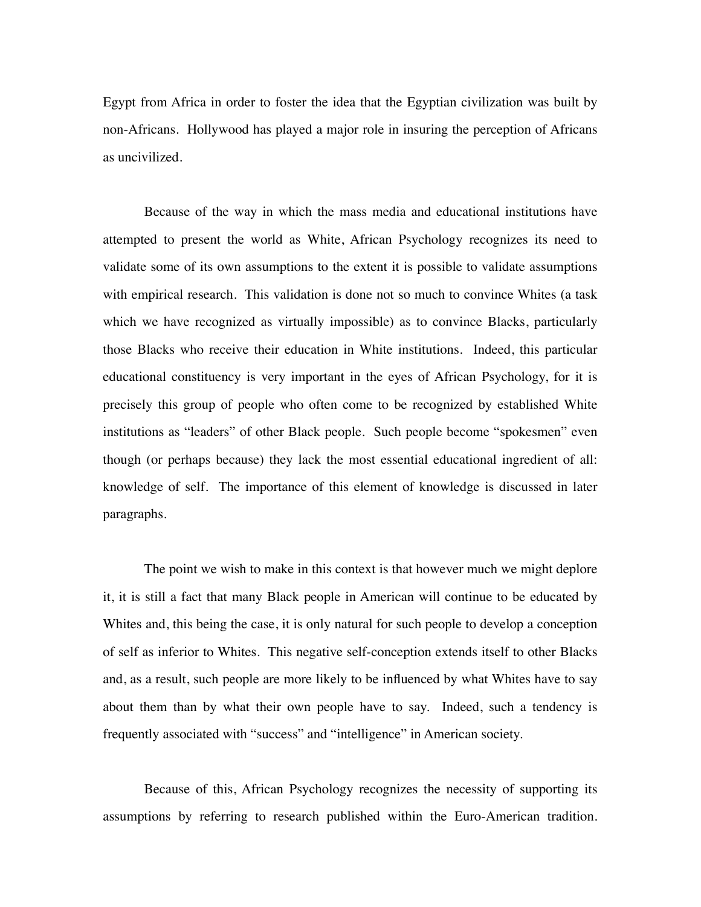Egypt from Africa in order to foster the idea that the Egyptian civilization was built by non-Africans. Hollywood has played a major role in insuring the perception of Africans as uncivilized.

Because of the way in which the mass media and educational institutions have attempted to present the world as White, African Psychology recognizes its need to validate some of its own assumptions to the extent it is possible to validate assumptions with empirical research. This validation is done not so much to convince Whites (a task which we have recognized as virtually impossible) as to convince Blacks, particularly those Blacks who receive their education in White institutions. Indeed, this particular educational constituency is very important in the eyes of African Psychology, for it is precisely this group of people who often come to be recognized by established White institutions as "leaders" of other Black people. Such people become "spokesmen" even though (or perhaps because) they lack the most essential educational ingredient of all: knowledge of self. The importance of this element of knowledge is discussed in later paragraphs.

The point we wish to make in this context is that however much we might deplore it, it is still a fact that many Black people in American will continue to be educated by Whites and, this being the case, it is only natural for such people to develop a conception of self as inferior to Whites. This negative self-conception extends itself to other Blacks and, as a result, such people are more likely to be influenced by what Whites have to say about them than by what their own people have to say. Indeed, such a tendency is frequently associated with "success" and "intelligence" in American society.

Because of this, African Psychology recognizes the necessity of supporting its assumptions by referring to research published within the Euro-American tradition.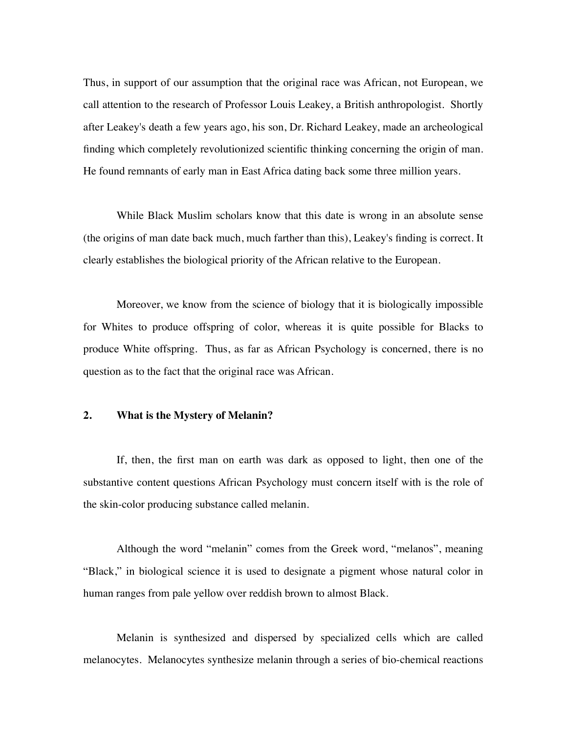Thus, in support of our assumption that the original race was African, not European, we call attention to the research of Professor Louis Leakey, a British anthropologist. Shortly after Leakey's death a few years ago, his son, Dr. Richard Leakey, made an archeological finding which completely revolutionized scientific thinking concerning the origin of man. He found remnants of early man in East Africa dating back some three million years.

While Black Muslim scholars know that this date is wrong in an absolute sense (the origins of man date back much, much farther than this), Leakey's finding is correct. It clearly establishes the biological priority of the African relative to the European.

Moreover, we know from the science of biology that it is biologically impossible for Whites to produce offspring of color, whereas it is quite possible for Blacks to produce White offspring. Thus, as far as African Psychology is concerned, there is no question as to the fact that the original race was African.

## 2. What is the Mystery of Melanin?

If, then, the first man on earth was dark as opposed to light, then one of the substantive content questions African Psychology must concern itself with is the role of the skin-color producing substance called melanin.

Although the word "melanin" comes from the Greek word, "melanos", meaning "Black," in biological science it is used to designate a pigment whose natural color in human ranges from pale yellow over reddish brown to almost Black.

Melanin is synthesized and dispersed by specialized cells which are called melanocytes. Melanocytes synthesize melanin through a series of bio-chemical reactions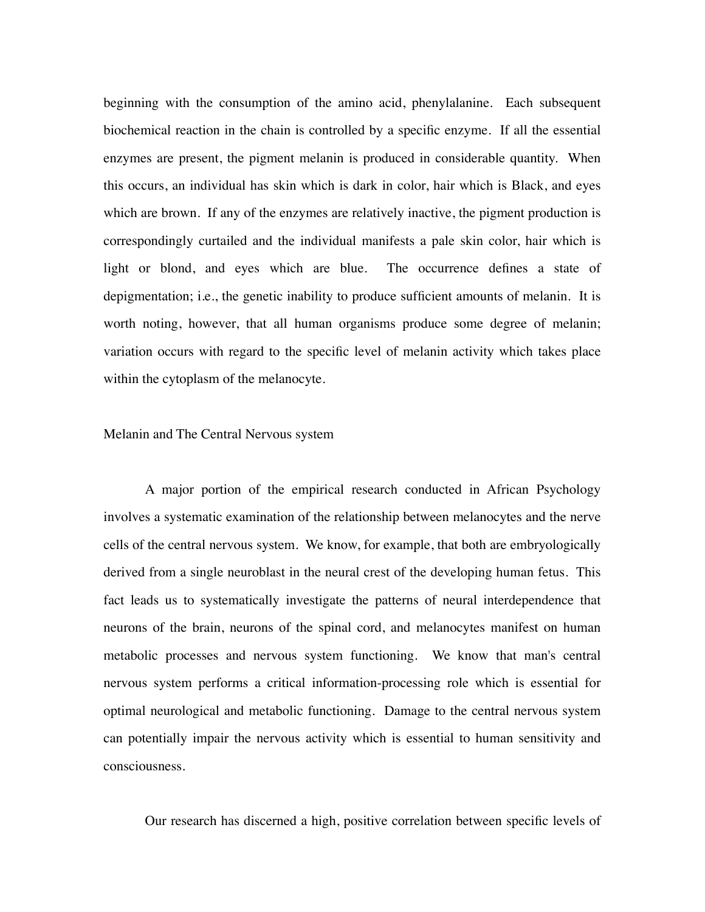beginning with the consumption of the amino acid, phenylalanine. Each subsequent biochemical reaction in the chain is controlled by a specific enzyme. If all the essential enzymes are present, the pigment melanin is produced in considerable quantity. When this occurs, an individual has skin which is dark in color, hair which is Black, and eyes which are brown. If any of the enzymes are relatively inactive, the pigment production is correspondingly curtailed and the individual manifests a pale skin color, hair which is light or blond, and eyes which are blue. The occurrence defines a state of depigmentation; i.e., the genetic inability to produce sufficient amounts of melanin. It is worth noting, however, that all human organisms produce some degree of melanin; variation occurs with regard to the specific level of melanin activity which takes place within the cytoplasm of the melanocyte.

## Melanin and The Central Nervous system

A major portion of the empirical research conducted in African Psychology involves a systematic examination of the relationship between melanocytes and the nerve cells of the central nervous system. We know, for example, that both are embryologically derived from a single neuroblast in the neural crest of the developing human fetus. This fact leads us to systematically investigate the patterns of neural interdependence that neurons of the brain, neurons of the spinal cord, and melanocytes manifest on human metabolic processes and nervous system functioning. We know that man's central nervous system performs a critical information-processing role which is essential for optimal neurological and metabolic functioning. Damage to the central nervous system can potentially impair the nervous activity which is essential to human sensitivity and consciousness.

Our research has discerned a high, positive correlation between specific levels of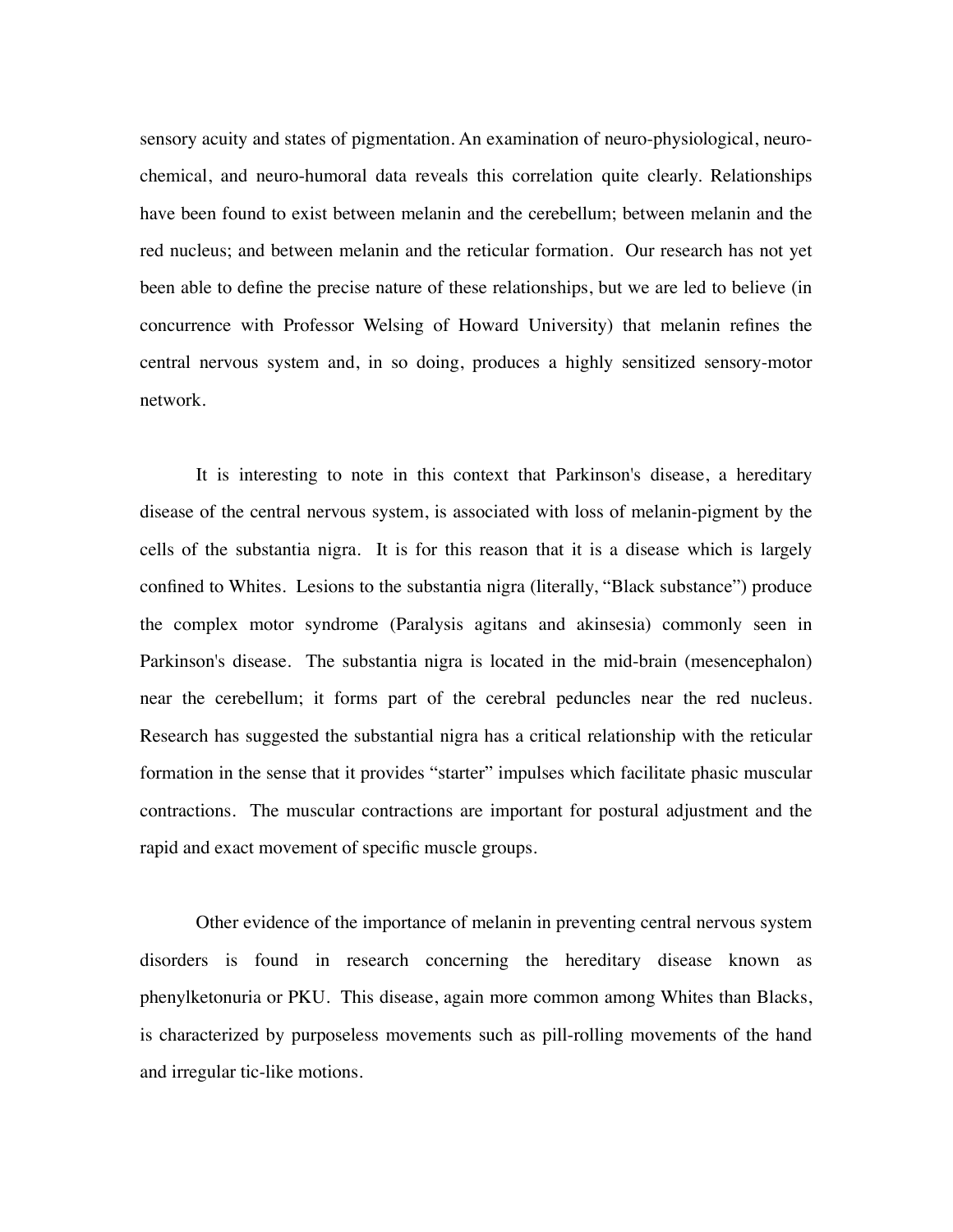sensory acuity and states of pigmentation. An examination of neuro-physiological, neuro-chemical, and neuro-humoral data reveals this correlation quite clearly. Relationships have been found to exist between melanin and the cerebellum; between melanin and the red nucleus; and between melanin and the reticular formation. Our research has not yet been able to define the precise nature of these relationships, but we are led to believe (in concurrence with Professor Welsing of Howard University) that melanin refines the central nervous system and, in so doing, produces a highly sensitized sensory-motor network.

It is interesting to note in this context that Parkinson's disease, a hereditary disease of the central nervous system, is associated with loss of melanin-pigment by the cells of the substantia nigra. It is for this reason that it is a disease which is largely confined to Whites. Lesions to the substantia nigra (literally, "Black substance") produce the complex motor syndrome (Paralysis agitans and akinsesia) commonly seen in Parkinson's disease. The substantia nigra is located in the mid-brain (mesencephalon) near the cerebellum; it forms part of the cerebral peduncles near the red nucleus. Research has suggested the substantial nigra has a critical relationship with the reticular formation in the sense that it provides "starter" impulses which facilitate phasic muscular contractions. The muscular contractions are important for postural adjustment and the rapid and exact movement of specific muscle groups.

Other evidence of the importance of melanin in preventing central nervous system disorders is found in research concerning the hereditary disease known as phenylketonuria or PKU. This disease, again more common among Whites than Blacks, is characterized by purposeless movements such as pill-rolling movements of the hand and irregular tic-like motions.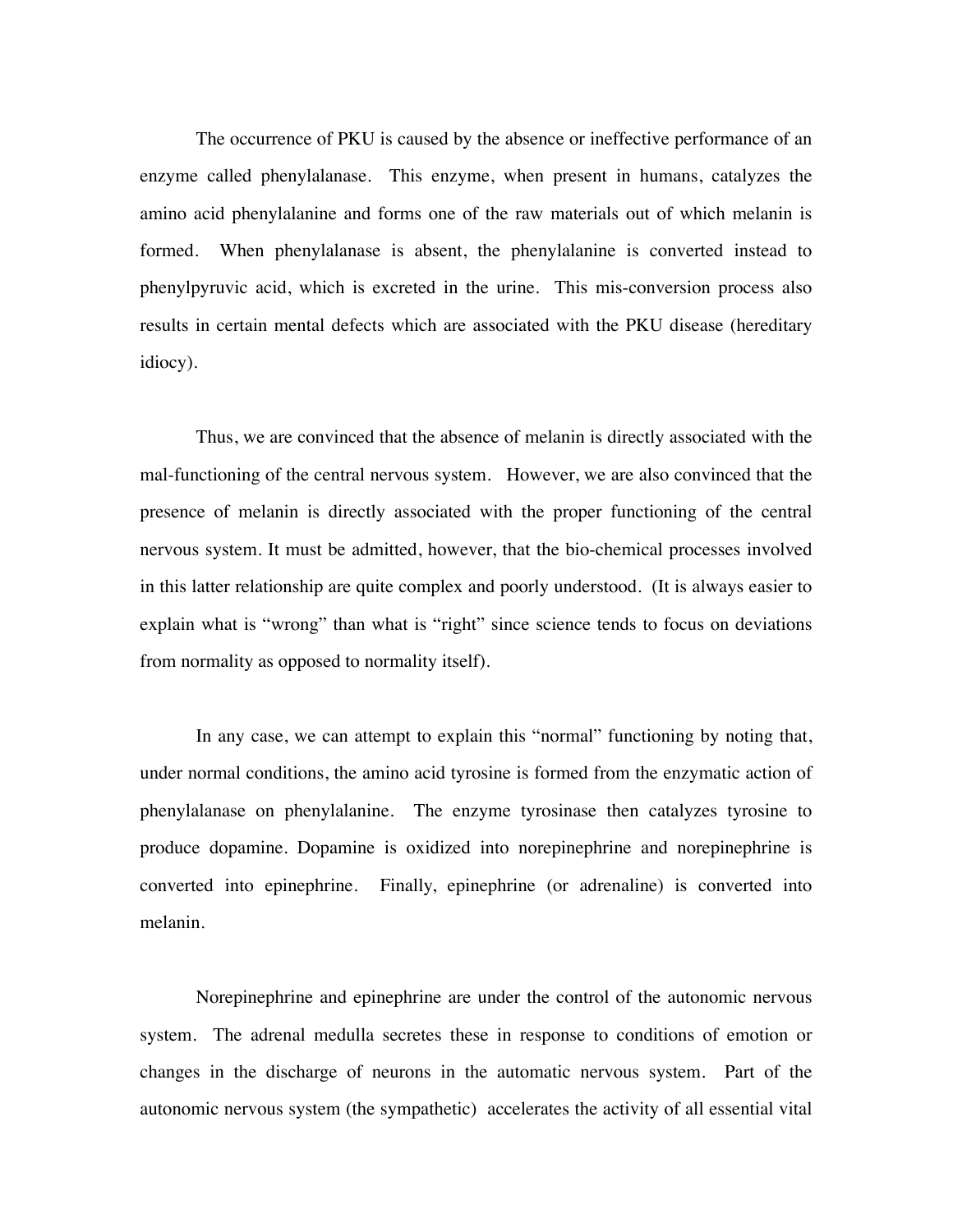The occurrence of PKU is caused by the absence or ineffective performance of an enzyme called phenylalanase. This enzyme, when present in humans, catalyzes the amino acid phenylalanine and forms one of the raw materials out of which melanin is formed. When phenylalanase is absent, the phenylalanine is converted instead to phenylpyruvic acid, which is excreted in the urine. This mis-conversion process also results in certain mental defects which are associated with the PKU disease (hereditary idiocy).

Thus, we are convinced that the absence of melanin is directly associated with the mal-functioning of the central nervous system. However, we are also convinced that the presence of melanin is directly associated with the proper functioning of the central nervous system. It must be admitted, however, that the bio-chemical processes involved in this latter relationship are quite complex and poorly understood. (It is always easier to explain what is "wrong" than what is "right" since science tends to focus on deviations from normality as opposed to normality itself).

In any case, we can attempt to explain this "normal" functioning by noting that, under normal conditions, the amino acid tyrosine is formed from the enzymatic action of phenylalanase on phenylalanine. The enzyme tyrosinase then catalyzes tyrosine to produce dopamine. Dopamine is oxidized into norepinephrine and norepinephrine is converted into epinephrine. Finally, epinephrine (or adrenaline) is converted into melanin.

Norepinephrine and epinephrine are under the control of the autonomic nervous system. The adrenal medulla secretes these in response to conditions of emotion or changes in the discharge of neurons in the automatic nervous system. Part of the autonomic nervous system (the sympathetic) accelerates the activity of all essential vital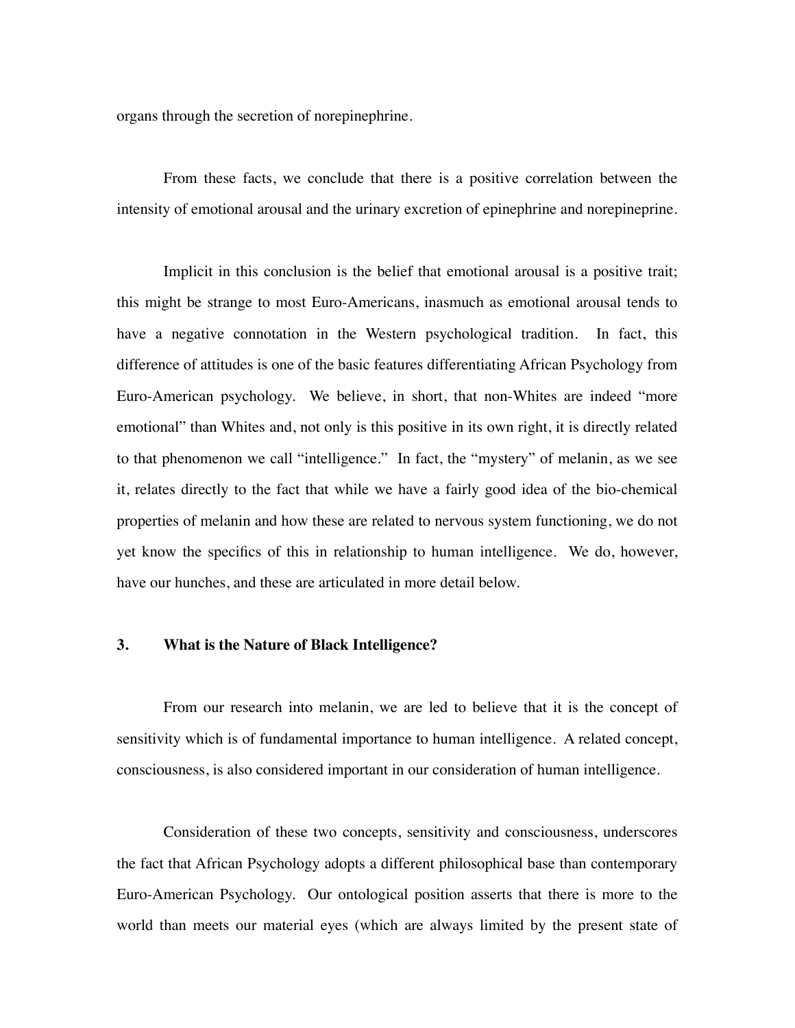organs through the secretion of norepinephrine.

From these facts, we conclude that there is a positive correlation between the intensity of emotional arousal and the urinary excretion of epinephrine and norepineprine.

Implicit in this conclusion is the belief that emotional arousal is a positive trait; this might be strange to most Euro-Americans, inasmuch as emotional arousal tends to have a negative connotation in the Western psychological tradition. In fact, this difference of attitudes is one of the basic features differentiating African Psychology from Euro-American psychology. We believe, in short, that non-Whites are indeed "more emotional" than Whites and, not only is this positive in its own right, it is directly related to that phenomenon we call "intelligence." In fact, the "mystery" of melanin, as we see it, relates directly to the fact that while we have a fairly good idea of the bio-chemical properties of melanin and how these are related to nervous system functioning, we do not yet know the specifics of this in relationship to human intelligence. We do, however, have our hunches, and these are articulated in more detail below.

### 3. What is the Nature of Black Intelligence?

From our research into melanin, we are led to believe that it is the concept of sensitivity which is of fundamental importance to human intelligence. A related concept, consciousness, is also considered important in our consideration of human intelligence.

Consideration of these two concepts, sensitivity and consciousness, underscores the fact that African Psychology adopts a different philosophical base than contemporary Euro-American Psychology. Our ontological position asserts that there is more to the world than meets our material eyes (which are always limited by the present state of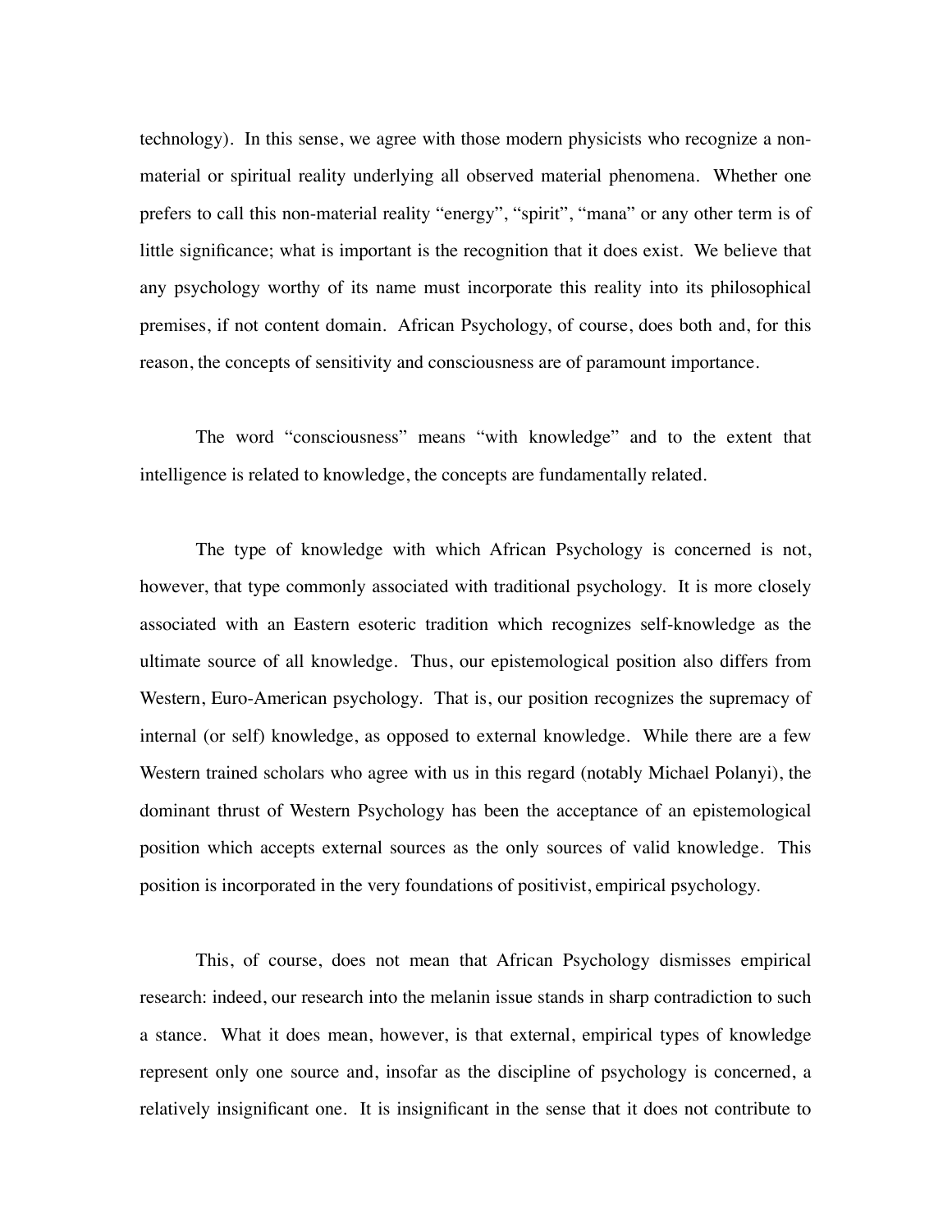technology). In this sense, we agree with those modern physicists who recognize a non-material or spiritual reality underlying all observed material phenomena. Whether one prefers to call this non-material reality "energy", "spirit", "mana" or any other term is of little significance; what is important is the recognition that it does exist. We believe that any psychology worthy of its name must incorporate this reality into its philosophical premises, if not content domain. African Psychology, of course, does both and, for this reason, the concepts of sensitivity and consciousness are of paramount importance.

The word "consciousness" means "with knowledge" and to the extent that intelligence is related to knowledge, the concepts are fundamentally related.

The type of knowledge with which African Psychology is concerned is not, however, that type commonly associated with traditional psychology. It is more closely associated with an Eastern esoteric tradition which recognizes self-knowledge as the ultimate source of all knowledge. Thus, our epistemological position also differs from Western, Euro-American psychology. That is, our position recognizes the supremacy of internal (or self) knowledge, as opposed to external knowledge. While there are a few Western trained scholars who agree with us in this regard (notably Michael Polanyi), the dominant thrust of Western Psychology has been the acceptance of an epistemological position which accepts external sources as the only sources of valid knowledge. This position is incorporated in the very foundations of positivist, empirical psychology.

This, of course, does not mean that African Psychology dismisses empirical research: indeed, our research into the melanin issue stands in sharp contradiction to such a stance. What it does mean, however, is that external, empirical types of knowledge represent only one source and, insofar as the discipline of psychology is concerned, a relatively insignificant one. It is insignificant in the sense that it does not contribute to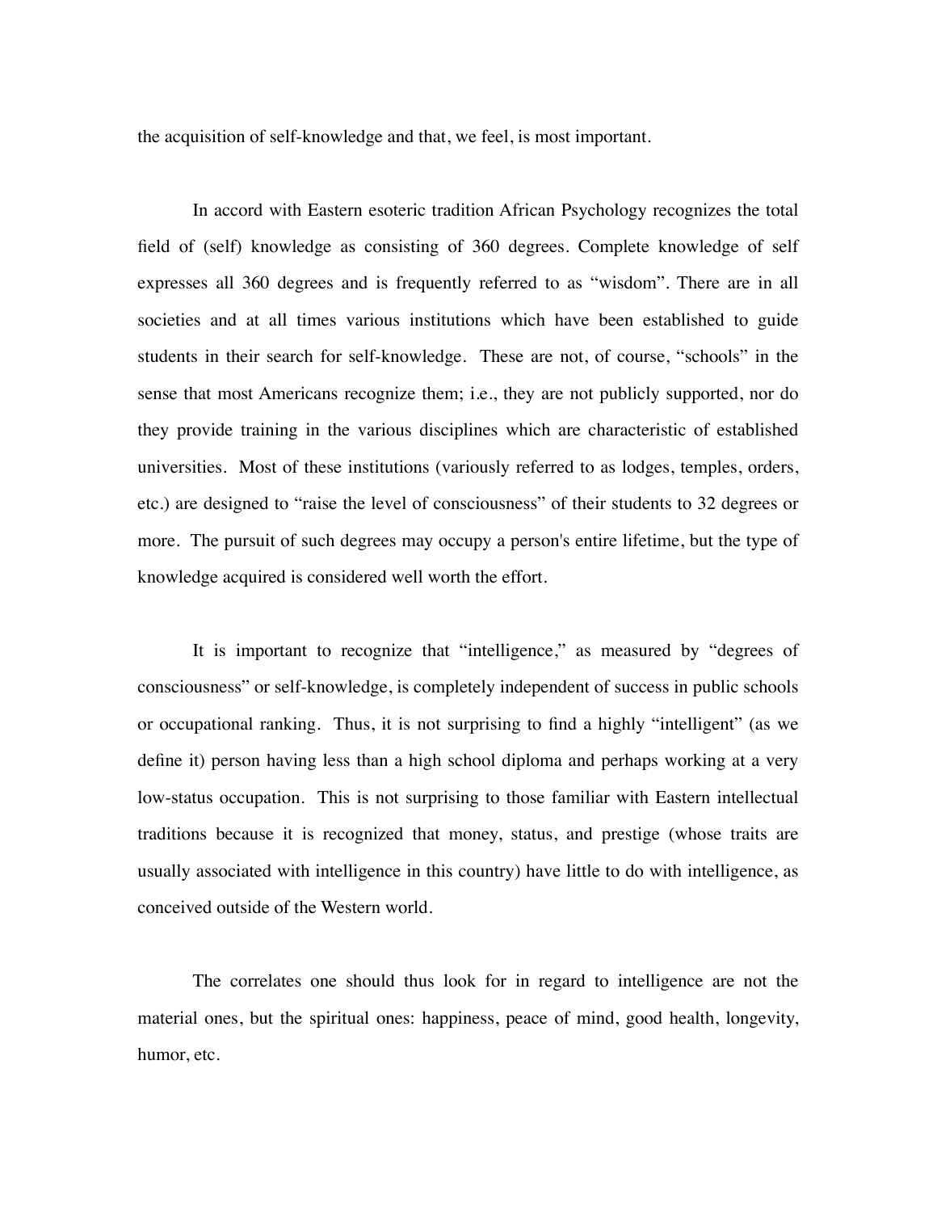the acquisition of self-knowledge and that, we feel, is most important.

In accord with Eastern esoteric tradition African Psychology recognizes the total field of (self) knowledge as consisting of 360 degrees. Complete knowledge of self expresses all 360 degrees and is frequently referred to as "wisdom". There are in all societies and at all times various institutions which have been established to guide students in their search for self-knowledge. These are not, of course, "schools" in the sense that most Americans recognize them; i.e., they are not publicly supported, nor do they provide training in the various disciplines which are characteristic of established universities. Most of these institutions (variously referred to as lodges, temples, orders, etc.) are designed to "raise the level of consciousness" of their students to 32 degrees or more. The pursuit of such degrees may occupy a person's entire lifetime, but the type of knowledge acquired is considered well worth the effort.

It is important to recognize that "intelligence," as measured by "degrees of consciousness" or self-knowledge, is completely independent of success in public schools or occupational ranking. Thus, it is not surprising to find a highly "intelligent" (as we define it) person having less than a high school diploma and perhaps working at a very low-status occupation. This is not surprising to those familiar with Eastern intellectual traditions because it is recognized that money, status, and prestige (whose traits are usually associated with intelligence in this country) have little to do with intelligence, as conceived outside of the Western world.

The correlates one should thus look for in regard to intelligence are not the material ones, but the spiritual ones: happiness, peace of mind, good health, longevity, humor, etc.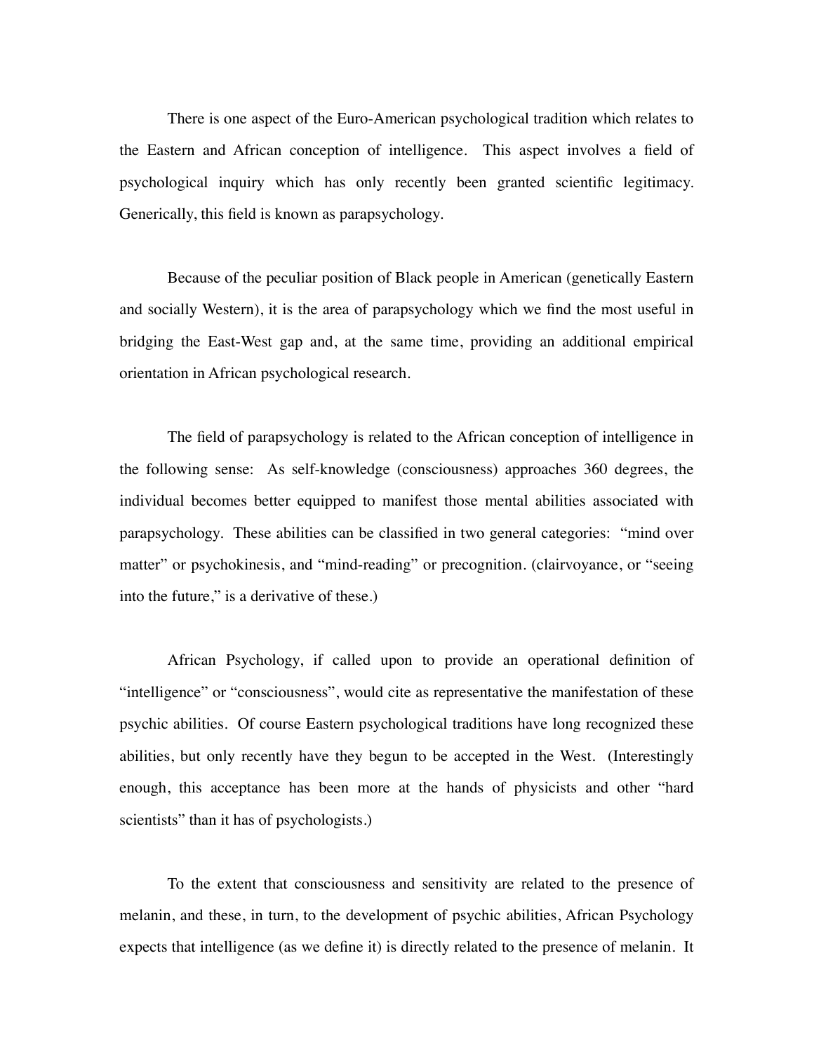There is one aspect of the Euro-American psychological tradition which relates to the Eastern and African conception of intelligence. This aspect involves a field of psychological inquiry which has only recently been granted scientific legitimacy. Generically, this field is known as parapsychology.

Because of the peculiar position of Black people in American (genetically Eastern and socially Western), it is the area of parapsychology which we find the most useful in bridging the East-West gap and, at the same time, providing an additional empirical orientation in African psychological research.

The field of parapsychology is related to the African conception of intelligence in the following sense: As self-knowledge (consciousness) approaches 360 degrees, the individual becomes better equipped to manifest those mental abilities associated with parapsychology. These abilities can be classified in two general categories: "mind over matter" or psychokinesis, and "mind-reading" or precognition. (clairvoyance, or "seeing into the future," is a derivative of these.)

African Psychology, if called upon to provide an operational definition of "intelligence" or "consciousness", would cite as representative the manifestation of these psychic abilities. Of course Eastern psychological traditions have long recognized these abilities, but only recently have they begun to be accepted in the West. (Interestingly enough, this acceptance has been more at the hands of physicists and other "hard scientists" than it has of psychologists.)

To the extent that consciousness and sensitivity are related to the presence of melanin, and these, in turn, to the development of psychic abilities, African Psychology expects that intelligence (as we define it) is directly related to the presence of melanin. It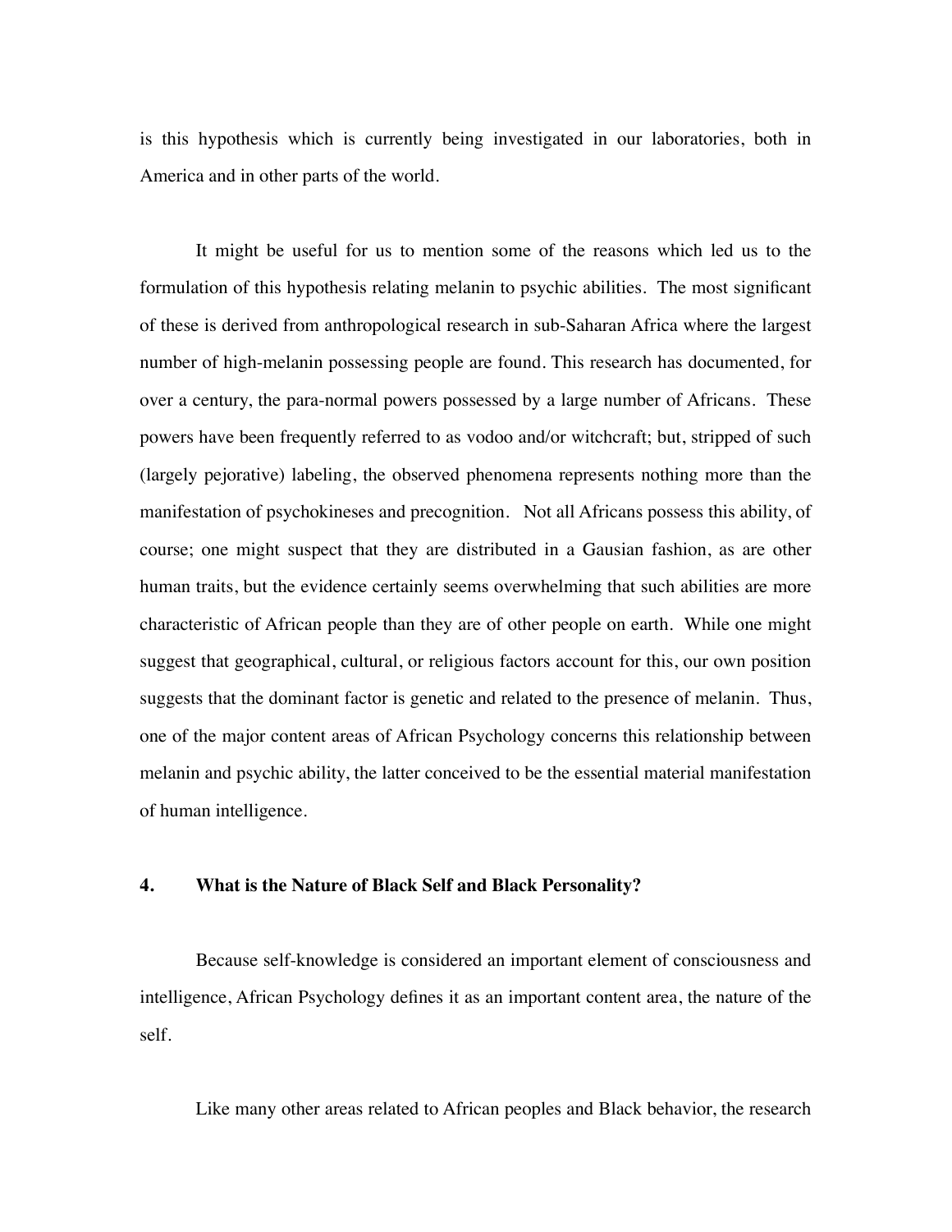is this hypothesis which is currently being investigated in our laboratories, both in America and in other parts of the world.

It might be useful for us to mention some of the reasons which led us to the formulation of this hypothesis relating melanin to psychic abilities. The most significant of these is derived from anthropological research in sub-Saharan Africa where the largest number of high-melanin possessing people are found. This research has documented, for over a century, the para-normal powers possessed by a large number of Africans. These powers have been frequently referred to as vodoo and/or witchcraft; but, stripped of such (largely pejorative) labeling, the observed phenomena represents nothing more than the manifestation of psychokineses and precognition. Not all Africans possess this ability, of course; one might suspect that they are distributed in a Gausian fashion, as are other human traits, but the evidence certainly seems overwhelming that such abilities are more characteristic of African people than they are of other people on earth. While one might suggest that geographical, cultural, or religious factors account for this, our own position suggests that the dominant factor is genetic and related to the presence of melanin. Thus, one of the major content areas of African Psychology concerns this relationship between melanin and psychic ability, the latter conceived to be the essential material manifestation of human intelligence.

## 4. What is the Nature of Black Self and Black Personality?

Because self-knowledge is considered an important element of consciousness and intelligence, African Psychology defines it as an important content area, the nature of the self.

Like many other areas related to African peoples and Black behavior, the research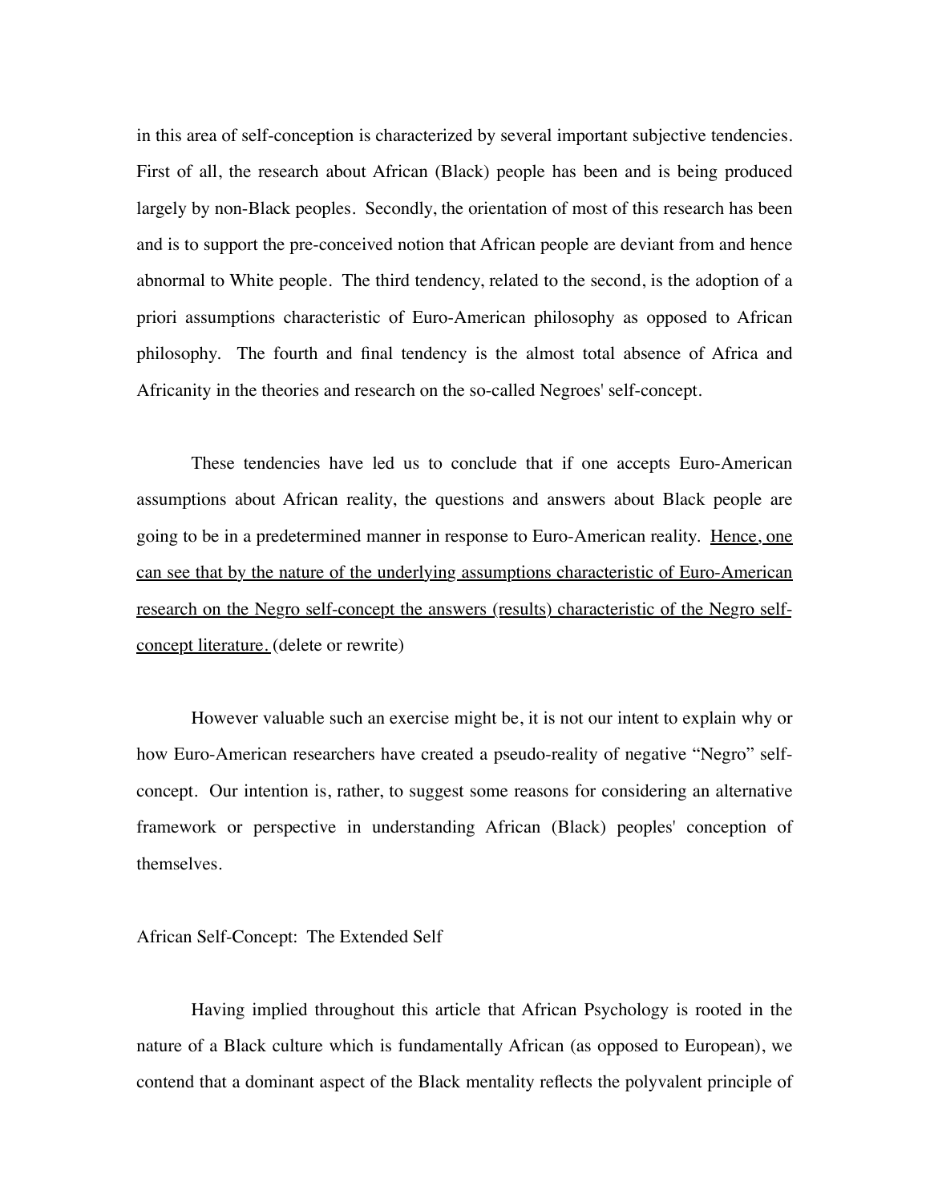in this area of self-conception is characterized by several important subjective tendencies. First of all, the research about African (Black) people has been and is being produced largely by non-Black peoples. Secondly, the orientation of most of this research has been and is to support the pre-conceived notion that African people are deviant from and hence abnormal to White people. The third tendency, related to the second, is the adoption of a priori assumptions characteristic of Euro-American philosophy as opposed to African philosophy. The fourth and final tendency is the almost total absence of Africa and Africanity in the theories and research on the so-called Negroes' self-concept.

These tendencies have led us to conclude that if one accepts Euro-American assumptions about African reality, the questions and answers about Black people are going to be in a predetermined manner in response to Euro-American reality. <u>Hence, one can see that by the nature of the underlying assumptions characteristic of Euro-American research on the Negro self-concept the answers (results) characteristic of the Negro self-concept literature.</u> (delete or rewrite)

However valuable such an exercise might be, it is not our intent to explain why or how Euro-American researchers have created a pseudo-reality of negative "Negro" self-concept. Our intention is, rather, to suggest some reasons for considering an alternative framework or perspective in understanding African (Black) peoples' conception of themselves.

## African Self-Concept: The Extended Self

Having implied throughout this article that African Psychology is rooted in the nature of a Black culture which is fundamentally African (as opposed to European), we contend that a dominant aspect of the Black mentality reflects the polyvalent principle of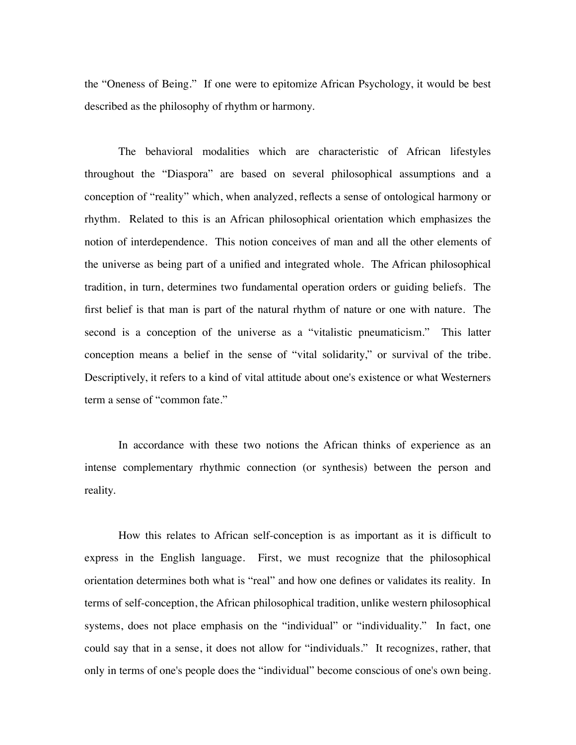the "Oneness of Being." If one were to epitomize African Psychology, it would be best described as the philosophy of rhythm or harmony.

The behavioral modalities which are characteristic of African lifestyles throughout the "Diaspora" are based on several philosophical assumptions and a conception of "reality" which, when analyzed, reflects a sense of ontological harmony or rhythm. Related to this is an African philosophical orientation which emphasizes the notion of interdependence. This notion conceives of man and all the other elements of the universe as being part of a unified and integrated whole. The African philosophical tradition, in turn, determines two fundamental operation orders or guiding beliefs. The first belief is that man is part of the natural rhythm of nature or one with nature. The second is a conception of the universe as a "vitalistic pneumaticism." This latter conception means a belief in the sense of "vital solidarity," or survival of the tribe. Descriptively, it refers to a kind of vital attitude about one's existence or what Westerners term a sense of "common fate."

In accordance with these two notions the African thinks of experience as an intense complementary rhythmic connection (or synthesis) between the person and reality.

How this relates to African self-conception is as important as it is difficult to express in the English language. First, we must recognize that the philosophical orientation determines both what is "real" and how one defines or validates its reality. In terms of self-conception, the African philosophical tradition, unlike western philosophical systems, does not place emphasis on the "individual" or "individuality." In fact, one could say that in a sense, it does not allow for "individuals." It recognizes, rather, that only in terms of one's people does the "individual" become conscious of one's own being.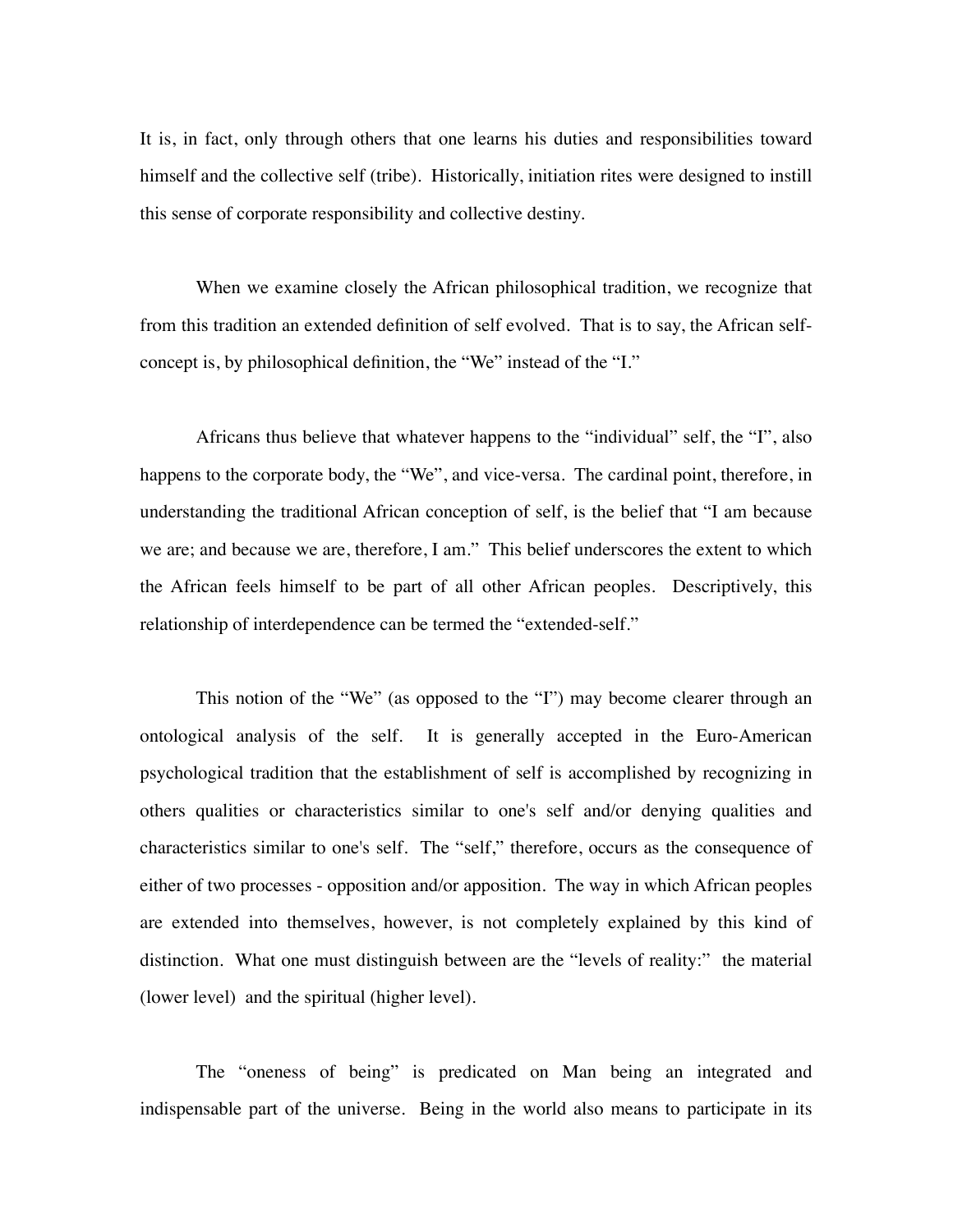It is, in fact, only through others that one learns his duties and responsibilities toward himself and the collective self (tribe). Historically, initiation rites were designed to instill this sense of corporate responsibility and collective destiny.

When we examine closely the African philosophical tradition, we recognize that from this tradition an extended definition of self evolved. That is to say, the African self-concept is, by philosophical definition, the "We" instead of the "I."

Africans thus believe that whatever happens to the "individual" self, the "I", also happens to the corporate body, the "We", and vice-versa. The cardinal point, therefore, in understanding the traditional African conception of self, is the belief that "I am because we are; and because we are, therefore, I am." This belief underscores the extent to which the African feels himself to be part of all other African peoples. Descriptively, this relationship of interdependence can be termed the "extended-self."

This notion of the "We" (as opposed to the "I") may become clearer through an ontological analysis of the self. It is generally accepted in the Euro-American psychological tradition that the establishment of self is accomplished by recognizing in others qualities or characteristics similar to one's self and/or denying qualities and characteristics similar to one's self. The "self," therefore, occurs as the consequence of either of two processes - opposition and/or apposition. The way in which African peoples are extended into themselves, however, is not completely explained by this kind of distinction. What one must distinguish between are the "levels of reality:" the material (lower level) and the spiritual (higher level).

The "oneness of being" is predicated on Man being an integrated and indispensable part of the universe. Being in the world also means to participate in its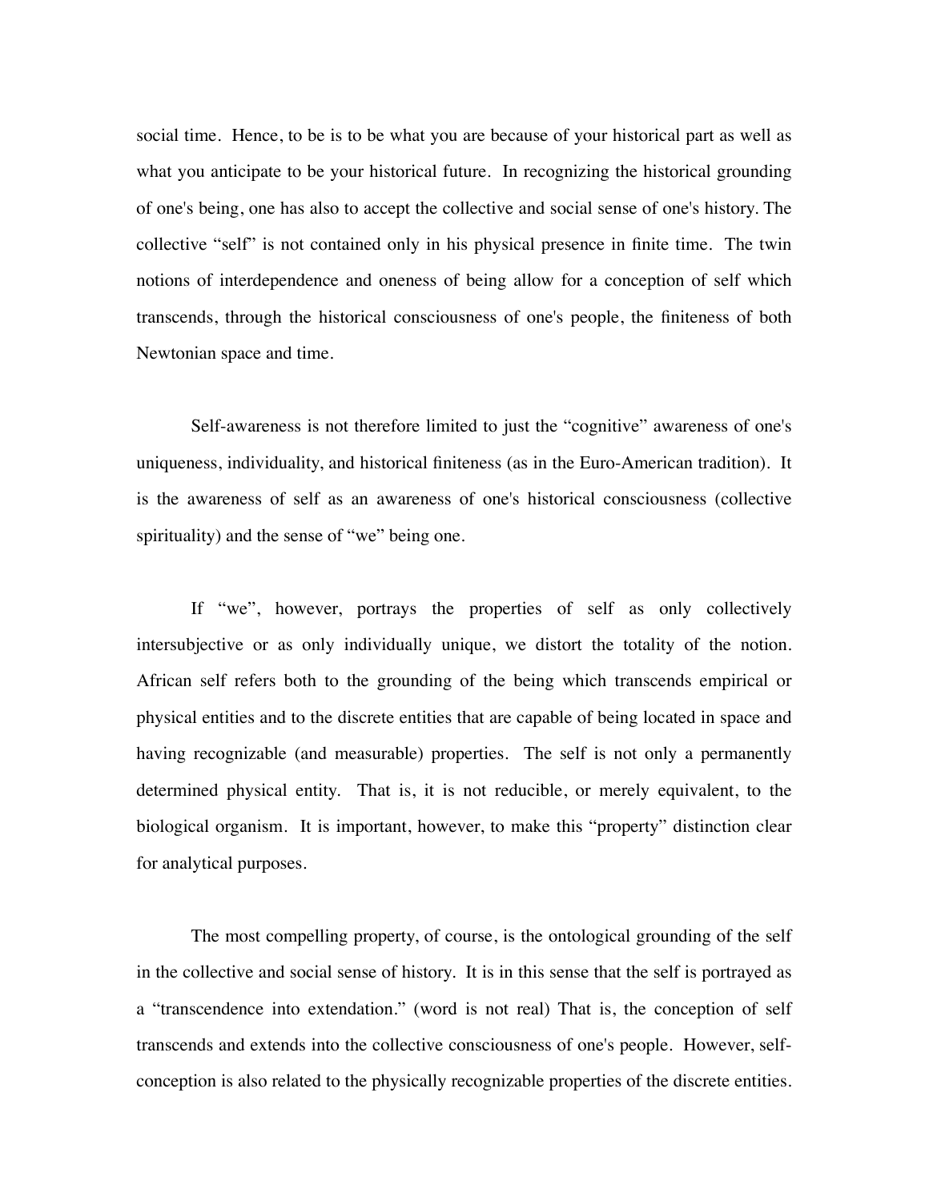social time. Hence, to be is to be what you are because of your historical part as well as what you anticipate to be your historical future. In recognizing the historical grounding of one's being, one has also to accept the collective and social sense of one's history. The collective "self" is not contained only in his physical presence in finite time. The twin notions of interdependence and oneness of being allow for a conception of self which transcends, through the historical consciousness of one's people, the finiteness of both Newtonian space and time.

Self-awareness is not therefore limited to just the "cognitive" awareness of one's uniqueness, individuality, and historical finiteness (as in the Euro-American tradition). It is the awareness of self as an awareness of one's historical consciousness (collective spirituality) and the sense of "we" being one.

If "we", however, portrays the properties of self as only collectively intersubjective or as only individually unique, we distort the totality of the notion. African self refers both to the grounding of the being which transcends empirical or physical entities and to the discrete entities that are capable of being located in space and having recognizable (and measurable) properties. The self is not only a permanently determined physical entity. That is, it is not reducible, or merely equivalent, to the biological organism. It is important, however, to make this "property" distinction clear for analytical purposes.

The most compelling property, of course, is the ontological grounding of the self in the collective and social sense of history. It is in this sense that the self is portrayed as a "transcendence into extendation." (word is not real) That is, the conception of self transcends and extends into the collective consciousness of one's people. However, self-conception is also related to the physically recognizable properties of the discrete entities.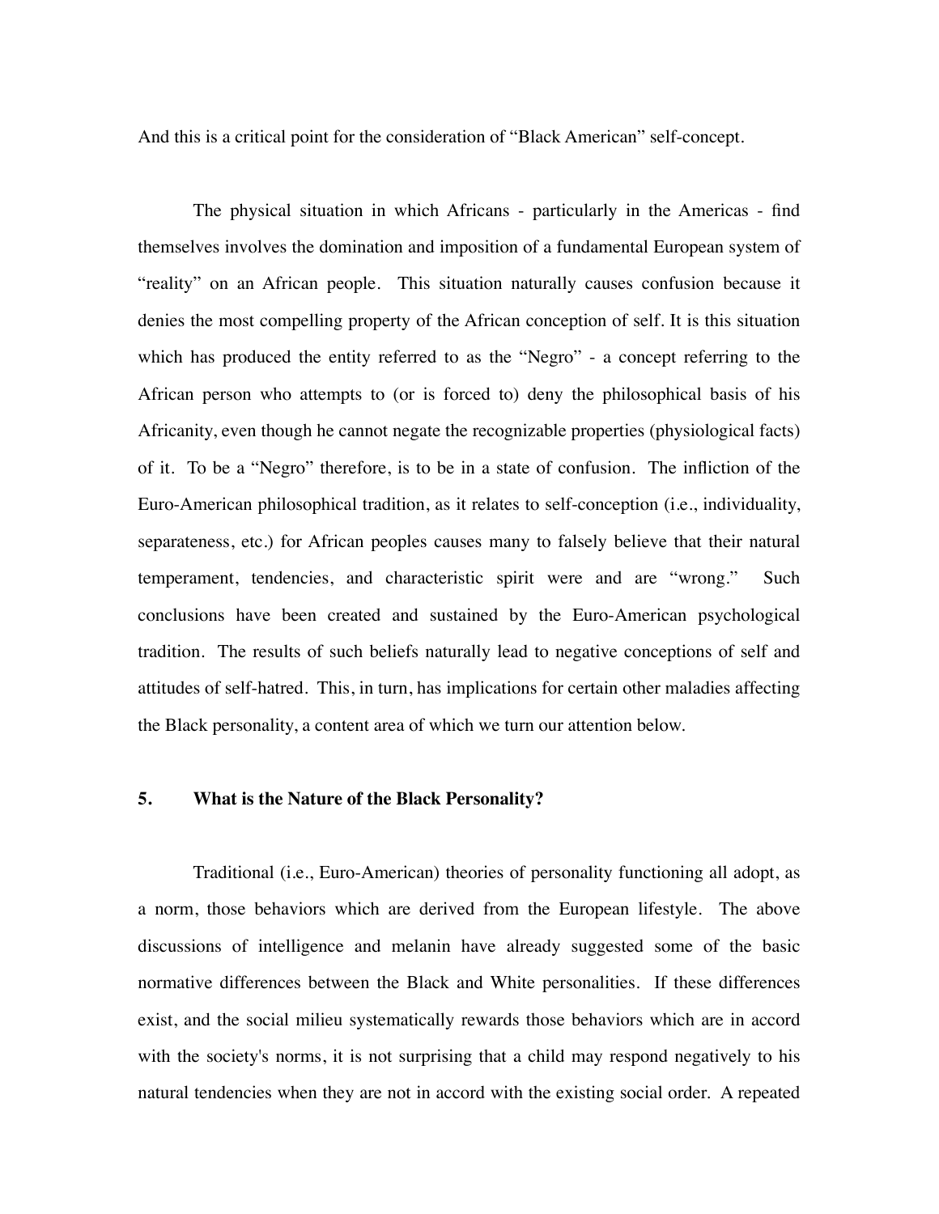And this is a critical point for the consideration of "Black American" self-concept.

The physical situation in which Africans - particularly in the Americas - find themselves involves the domination and imposition of a fundamental European system of "reality" on an African people. This situation naturally causes confusion because it denies the most compelling property of the African conception of self. It is this situation which has produced the entity referred to as the "Negro" - a concept referring to the African person who attempts to (or is forced to) deny the philosophical basis of his Africanity, even though he cannot negate the recognizable properties (physiological facts) of it. To be a "Negro" therefore, is to be in a state of confusion. The infliction of the Euro-American philosophical tradition, as it relates to self-conception (i.e., individuality, separateness, etc.) for African peoples causes many to falsely believe that their natural temperament, tendencies, and characteristic spirit were and are "wrong." Such conclusions have been created and sustained by the Euro-American psychological tradition. The results of such beliefs naturally lead to negative conceptions of self and attitudes of self-hatred. This, in turn, has implications for certain other maladies affecting the Black personality, a content area of which we turn our attention below.

## 5. What is the Nature of the Black Personality?

Traditional (i.e., Euro-American) theories of personality functioning all adopt, as a norm, those behaviors which are derived from the European lifestyle. The above discussions of intelligence and melanin have already suggested some of the basic normative differences between the Black and White personalities. If these differences exist, and the social milieu systematically rewards those behaviors which are in accord with the society's norms, it is not surprising that a child may respond negatively to his natural tendencies when they are not in accord with the existing social order. A repeated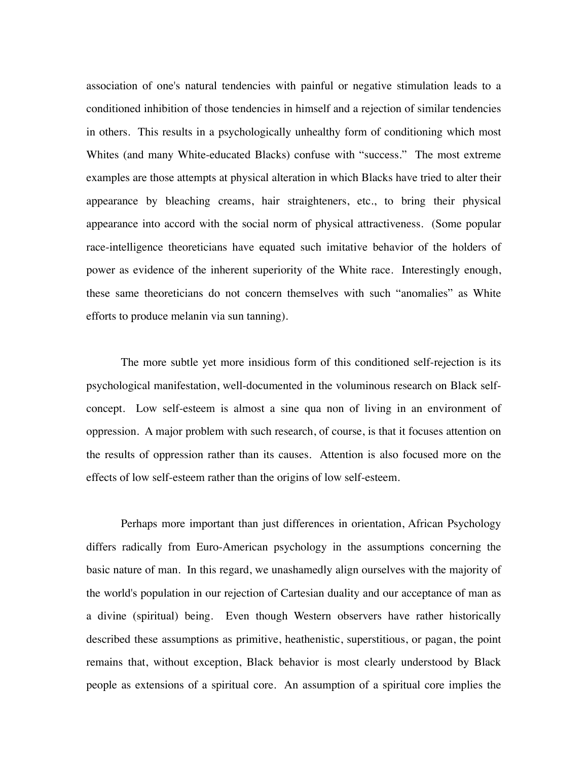association of one's natural tendencies with painful or negative stimulation leads to a conditioned inhibition of those tendencies in himself and a rejection of similar tendencies in others. This results in a psychologically unhealthy form of conditioning which most Whites (and many White-educated Blacks) confuse with "success." The most extreme examples are those attempts at physical alteration in which Blacks have tried to alter their appearance by bleaching creams, hair straighteners, etc., to bring their physical appearance into accord with the social norm of physical attractiveness. (Some popular race-intelligence theoreticians have equated such imitative behavior of the holders of power as evidence of the inherent superiority of the White race. Interestingly enough, these same theoreticians do not concern themselves with such "anomalies" as White efforts to produce melanin via sun tanning).

The more subtle yet more insidious form of this conditioned self-rejection is its psychological manifestation, well-documented in the voluminous research on Black self-concept. Low self-esteem is almost a sine qua non of living in an environment of oppression. A major problem with such research, of course, is that it focuses attention on the results of oppression rather than its causes. Attention is also focused more on the effects of low self-esteem rather than the origins of low self-esteem.

Perhaps more important than just differences in orientation, African Psychology differs radically from Euro-American psychology in the assumptions concerning the basic nature of man. In this regard, we unashamedly align ourselves with the majority of the world's population in our rejection of Cartesian duality and our acceptance of man as a divine (spiritual) being. Even though Western observers have rather historically described these assumptions as primitive, heathenistic, superstitious, or pagan, the point remains that, without exception, Black behavior is most clearly understood by Black people as extensions of a spiritual core. An assumption of a spiritual core implies the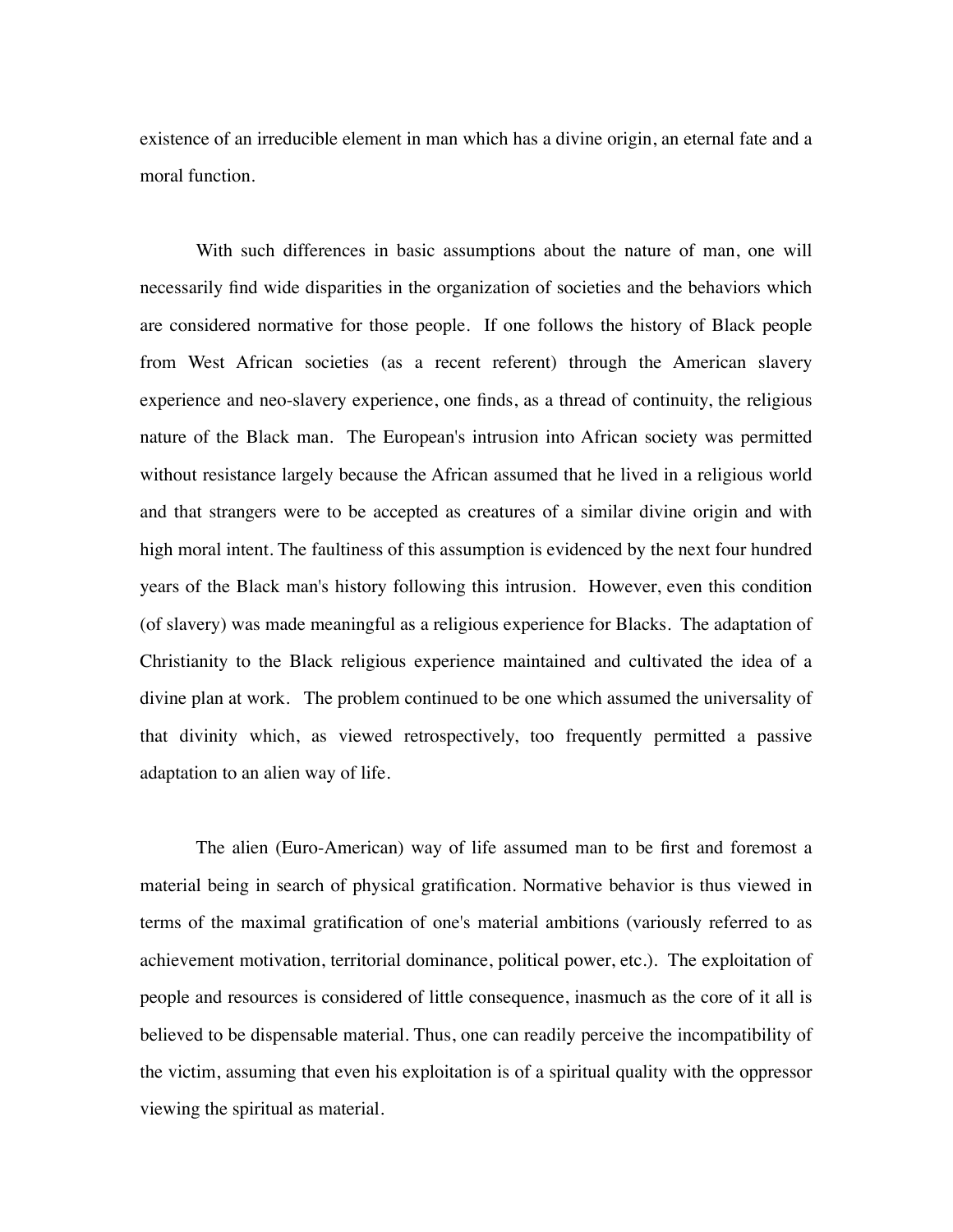existence of an irreducible element in man which has a divine origin, an eternal fate and a moral function.

With such differences in basic assumptions about the nature of man, one will necessarily find wide disparities in the organization of societies and the behaviors which are considered normative for those people. If one follows the history of Black people from West African societies (as a recent referent) through the American slavery experience and neo-slavery experience, one finds, as a thread of continuity, the religious nature of the Black man. The European's intrusion into African society was permitted without resistance largely because the African assumed that he lived in a religious world and that strangers were to be accepted as creatures of a similar divine origin and with high moral intent. The faultiness of this assumption is evidenced by the next four hundred years of the Black man's history following this intrusion. However, even this condition (of slavery) was made meaningful as a religious experience for Blacks. The adaptation of Christianity to the Black religious experience maintained and cultivated the idea of a divine plan at work. The problem continued to be one which assumed the universality of that divinity which, as viewed retrospectively, too frequently permitted a passive adaptation to an alien way of life.

The alien (Euro-American) way of life assumed man to be first and foremost a material being in search of physical gratification. Normative behavior is thus viewed in terms of the maximal gratification of one's material ambitions (variously referred to as achievement motivation, territorial dominance, political power, etc.). The exploitation of people and resources is considered of little consequence, inasmuch as the core of it all is believed to be dispensable material. Thus, one can readily perceive the incompatibility of the victim, assuming that even his exploitation is of a spiritual quality with the oppressor viewing the spiritual as material.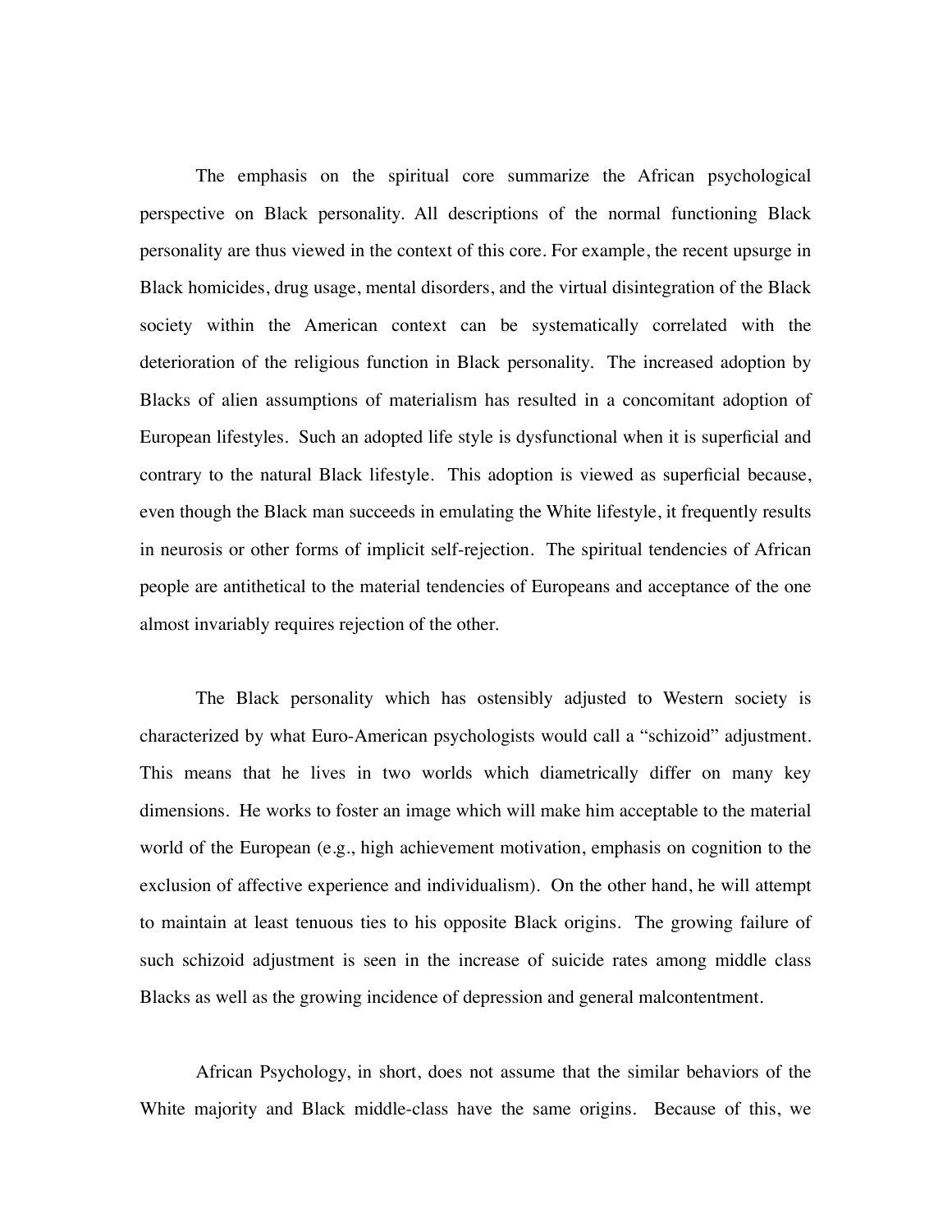The emphasis on the spiritual core summarize the African psychological perspective on Black personality. All descriptions of the normal functioning Black personality are thus viewed in the context of this core. For example, the recent upsurge in Black homicides, drug usage, mental disorders, and the virtual disintegration of the Black society within the American context can be systematically correlated with the deterioration of the religious function in Black personality. The increased adoption by Blacks of alien assumptions of materialism has resulted in a concomitant adoption of European lifestyles. Such an adopted life style is dysfunctional when it is superficial and contrary to the natural Black lifestyle. This adoption is viewed as superficial because, even though the Black man succeeds in emulating the White lifestyle, it frequently results in neurosis or other forms of implicit self-rejection. The spiritual tendencies of African people are antithetical to the material tendencies of Europeans and acceptance of the one almost invariably requires rejection of the other.

The Black personality which has ostensibly adjusted to Western society is characterized by what Euro-American psychologists would call a "schizoid" adjustment. This means that he lives in two worlds which diametrically differ on many key dimensions. He works to foster an image which will make him acceptable to the material world of the European (e.g., high achievement motivation, emphasis on cognition to the exclusion of affective experience and individualism). On the other hand, he will attempt to maintain at least tenuous ties to his opposite Black origins. The growing failure of such schizoid adjustment is seen in the increase of suicide rates among middle class Blacks as well as the growing incidence of depression and general malcontentment.

African Psychology, in short, does not assume that the similar behaviors of the White majority and Black middle-class have the same origins. Because of this, we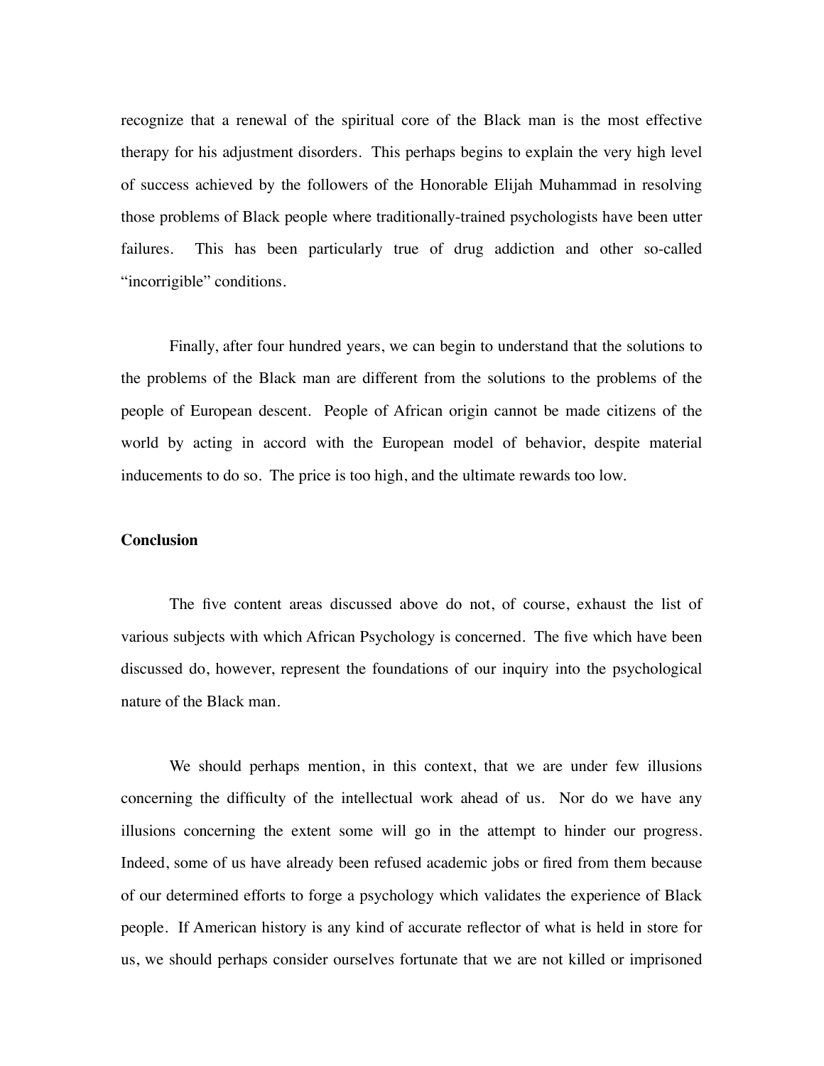recognize that a renewal of the spiritual core of the Black man is the most effective therapy for his adjustment disorders. This perhaps begins to explain the very high level of success achieved by the followers of the Honorable Elijah Muhammad in resolving those problems of Black people where traditionally-trained psychologists have been utter failures. This has been particularly true of drug addiction and other so-called "incorrigible" conditions.

Finally, after four hundred years, we can begin to understand that the solutions to the problems of the Black man are different from the solutions to the problems of the people of European descent. People of African origin cannot be made citizens of the world by acting in accord with the European model of behavior, despite material inducements to do so. The price is too high, and the ultimate rewards too low.

**Conclusion**

The five content areas discussed above do not, of course, exhaust the list of various subjects with which African Psychology is concerned. The five which have been discussed do, however, represent the foundations of our inquiry into the psychological nature of the Black man.

We should perhaps mention, in this context, that we are under few illusions concerning the difficulty of the intellectual work ahead of us. Nor do we have any illusions concerning the extent some will go in the attempt to hinder our progress. Indeed, some of us have already been refused academic jobs or fired from them because of our determined efforts to forge a psychology which validates the experience of Black people. If American history is any kind of accurate reflector of what is held in store for us, we should perhaps consider ourselves fortunate that we are not killed or imprisoned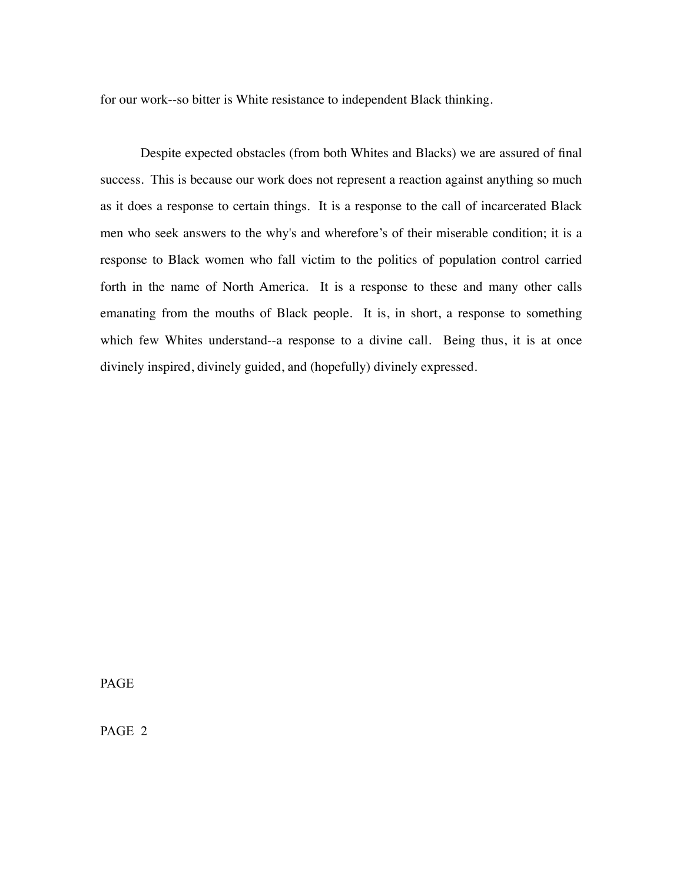for our work--so bitter is White resistance to independent Black thinking.

Despite expected obstacles (from both Whites and Blacks) we are assured of final success. This is because our work does not represent a reaction against anything so much as it does a response to certain things. It is a response to the call of incarcerated Black men who seek answers to the why's and wherefore's of their miserable condition; it is a response to Black women who fall victim to the politics of population control carried forth in the name of North America. It is a response to these and many other calls emanating from the mouths of Black people. It is, in short, a response to something which few Whites understand--a response to a divine call. Being thus, it is at once divinely inspired, divinely guided, and (hopefully) divinely expressed.